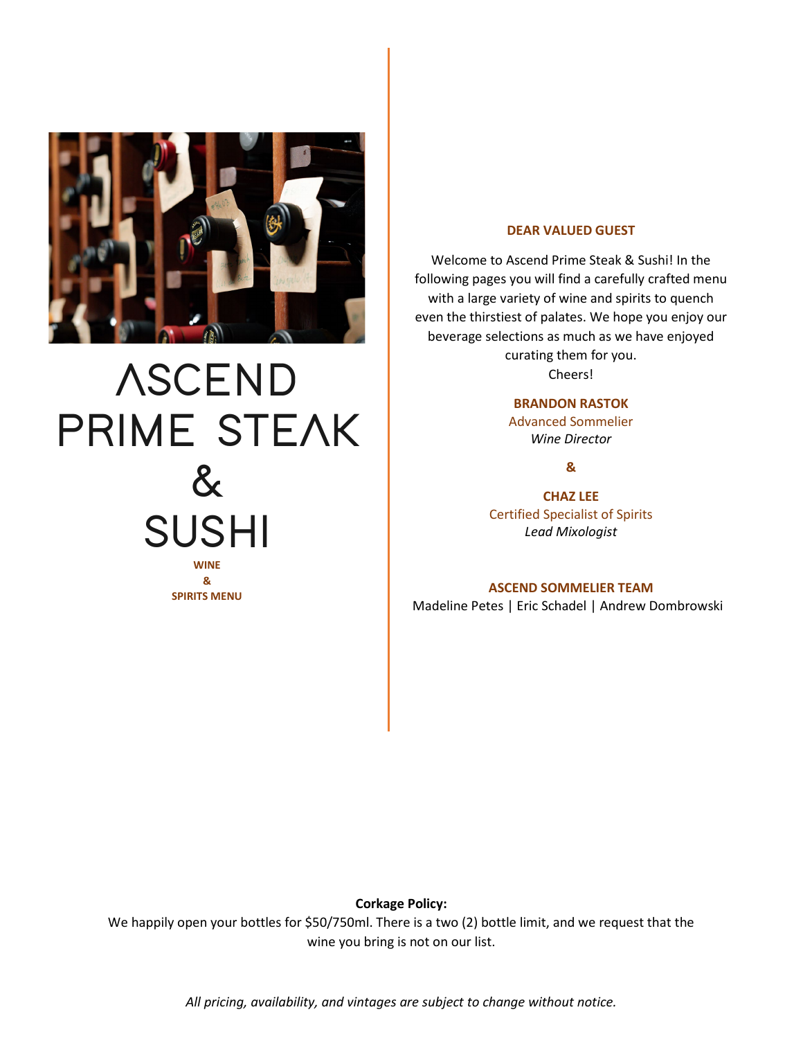# ASCEND PRIME STEAK & SUSHI

**WINE & SPIRITS MENU**

**DEAR VALUED GUEST**

Welcome to Ascend Prime Steak & Sushi! In the following pages you will find a carefully crafted menu with a large variety of wine and spirits to quench even the thirstiest of palates. We hope you enjoy our beverage selections as much as we have enjoyed curating them for you.
Cheers!

**BRANDON RASTOK**
Advanced Sommelier
*Wine Director*

**&**

**CHAZ LEE**
Certified Specialist of Spirits
*Lead Mixologist*

**ASCEND SOMMELIER TEAM**
Madeline Petes | Eric Schadel | Andrew Dombrowski

**Corkage Policy:**
We happily open your bottles for $50/750ml. There is a two (2) bottle limit, and we request that the wine you bring is not on our list.

*All pricing, availability, and vintages are subject to change without notice.*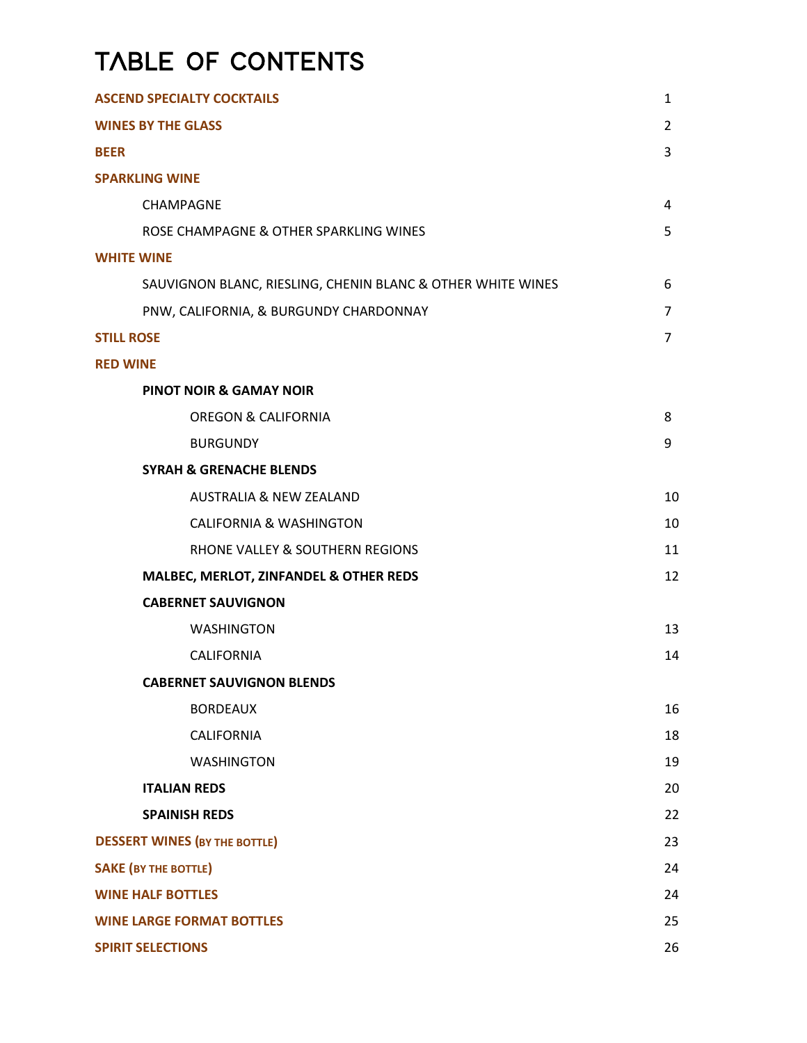# TABLE OF CONTENTS

| | |
|---|---|
| **ASCEND SPECIALTY COCKTAILS** | 1 |
| **WINES BY THE GLASS** | 2 |
| **BEER** | 3 |
| **SPARKLING WINE** | |
| CHAMPAGNE | 4 |
| ROSE CHAMPAGNE & OTHER SPARKLING WINES | 5 |
| **WHITE WINE** | |
| SAUVIGNON BLANC, RIESLING, CHENIN BLANC & OTHER WHITE WINES | 6 |
| PNW, CALIFORNIA, & BURGUNDY CHARDONNAY | 7 |
| **STILL ROSE** | 7 |
| **RED WINE** | |
| **PINOT NOIR & GAMAY NOIR** | |
| OREGON & CALIFORNIA | 8 |
| BURGUNDY | 9 |
| **SYRAH & GRENACHE BLENDS** | |
| AUSTRALIA & NEW ZEALAND | 10 |
| CALIFORNIA & WASHINGTON | 10 |
| RHONE VALLEY & SOUTHERN REGIONS | 11 |
| **MALBEC, MERLOT, ZINFANDEL & OTHER REDS** | 12 |
| **CABERNET SAUVIGNON** | |
| WASHINGTON | 13 |
| CALIFORNIA | 14 |
| **CABERNET SAUVIGNON BLENDS** | |
| BORDEAUX | 16 |
| CALIFORNIA | 18 |
| WASHINGTON | 19 |
| **ITALIAN REDS** | 20 |
| **SPAINISH REDS** | 22 |
| **DESSERT WINES (BY THE BOTTLE)** | 23 |
| **SAKE (BY THE BOTTLE)** | 24 |
| **WINE HALF BOTTLES** | 24 |
| **WINE LARGE FORMAT BOTTLES** | 25 |
| **SPIRIT SELECTIONS** | 26 |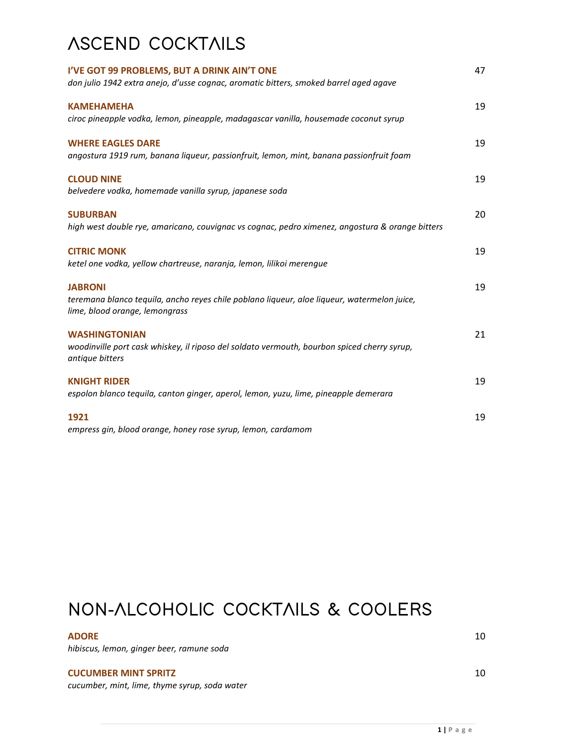# ASCEND COCKTAILS

**I'VE GOT 99 PROBLEMS, BUT A DRINK AIN'T ONE** 47
*don julio 1942 extra anejo, d'usse cognac, aromatic bitters, smoked barrel aged agave*

**KAMEHAMEHA** 19
*ciroc pineapple vodka, lemon, pineapple, madagascar vanilla, housemade coconut syrup*

**WHERE EAGLES DARE** 19
*angostura 1919 rum, banana liqueur, passionfruit, lemon, mint, banana passionfruit foam*

**CLOUD NINE** 19
*belvedere vodka, homemade vanilla syrup, japanese soda*

**SUBURBAN** 20
*high west double rye, amaricano, couvignac vs cognac, pedro ximenez, angostura & orange bitters*

**CITRIC MONK** 19
*ketel one vodka, yellow chartreuse, naranja, lemon, lilikoi merengue*

**JABRONI** 19
*teremana blanco tequila, ancho reyes chile poblano liqueur, aloe liqueur, watermelon juice, lime, blood orange, lemongrass*

**WASHINGTONIAN** 21
*woodinville port cask whiskey, il riposo del soldato vermouth, bourbon spiced cherry syrup, antique bitters*

**KNIGHT RIDER** 19
*espolon blanco tequila, canton ginger, aperol, lemon, yuzu, lime, pineapple demerara*

**1921** 19
*empress gin, blood orange, honey rose syrup, lemon, cardamom*

# NON-ALCOHOLIC COCKTAILS & COOLERS

**ADORE** 10
*hibiscus, lemon, ginger beer, ramune soda*

**CUCUMBER MINT SPRITZ** 10
*cucumber, mint, lime, thyme syrup, soda water*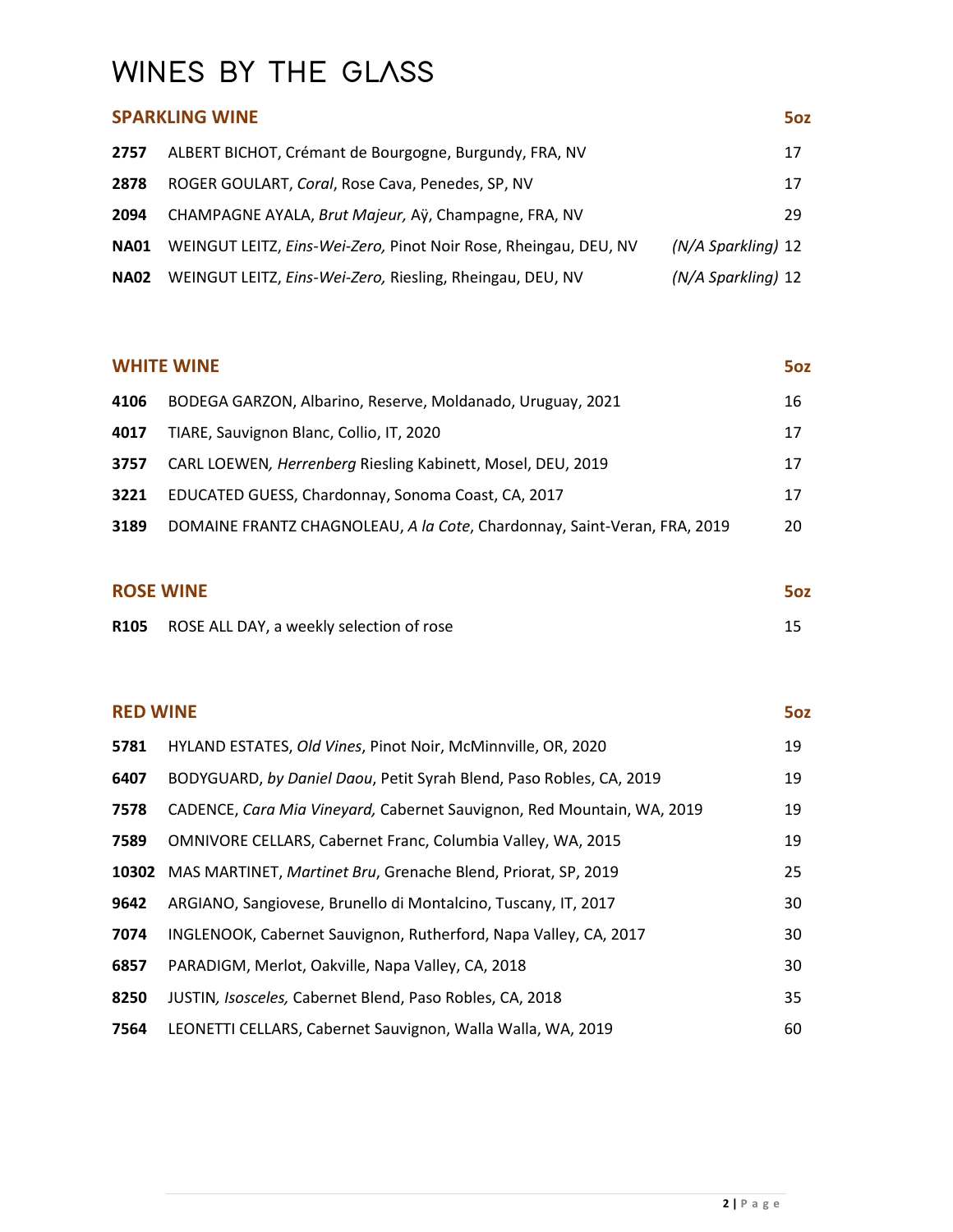# WINES BY THE GLASS

## SPARKLING WINE

| | | 5oz |
|---|---|---|
| **2757** | ALBERT BICHOT, Crémant de Bourgogne, Burgundy, FRA, NV | 17 |
| **2878** | ROGER GOULART, *Coral*, Rose Cava, Penedes, SP, NV | 17 |
| **2094** | CHAMPAGNE AYALA, *Brut Majeur,* Aÿ, Champagne, FRA, NV | 29 |
| **NA01** | WEINGUT LEITZ, *Eins-Wei-Zero,* Pinot Noir Rose, Rheingau, DEU, NV *(N/A Sparkling)* | 12 |
| **NA02** | WEINGUT LEITZ, *Eins-Wei-Zero,* Riesling, Rheingau, DEU, NV *(N/A Sparkling)* | 12 |

## WHITE WINE

| | | 5oz |
|---|---|---|
| **4106** | BODEGA GARZON, Albarino, Reserve, Moldanado, Uruguay, 2021 | 16 |
| **4017** | TIARE, Sauvignon Blanc, Collio, IT, 2020 | 17 |
| **3757** | CARL LOEWEN*, Herrenberg* Riesling Kabinett, Mosel, DEU, 2019 | 17 |
| **3221** | EDUCATED GUESS, Chardonnay, Sonoma Coast, CA, 2017 | 17 |
| **3189** | DOMAINE FRANTZ CHAGNOLEAU, *A la Cote*, Chardonnay, Saint-Veran, FRA, 2019 | 20 |

## ROSE WINE

| | | 5oz |
|---|---|---|
| **R105** | ROSE ALL DAY, a weekly selection of rose | 15 |

## RED WINE

| | | 5oz |
|---|---|---|
| **5781** | HYLAND ESTATES, *Old Vines*, Pinot Noir, McMinnville, OR, 2020 | 19 |
| **6407** | BODYGUARD, *by Daniel Daou*, Petit Syrah Blend, Paso Robles, CA, 2019 | 19 |
| **7578** | CADENCE, *Cara Mia Vineyard,* Cabernet Sauvignon, Red Mountain, WA, 2019 | 19 |
| **7589** | OMNIVORE CELLARS, Cabernet Franc, Columbia Valley, WA, 2015 | 19 |
| **10302** | MAS MARTINET, *Martinet Bru*, Grenache Blend, Priorat, SP, 2019 | 25 |
| **9642** | ARGIANO, Sangiovese, Brunello di Montalcino, Tuscany, IT, 2017 | 30 |
| **7074** | INGLENOOK, Cabernet Sauvignon, Rutherford, Napa Valley, CA, 2017 | 30 |
| **6857** | PARADIGM, Merlot, Oakville, Napa Valley, CA, 2018 | 30 |
| **8250** | JUSTIN*, Isosceles,* Cabernet Blend, Paso Robles, CA, 2018 | 35 |
| **7564** | LEONETTI CELLARS, Cabernet Sauvignon, Walla Walla, WA, 2019 | 60 |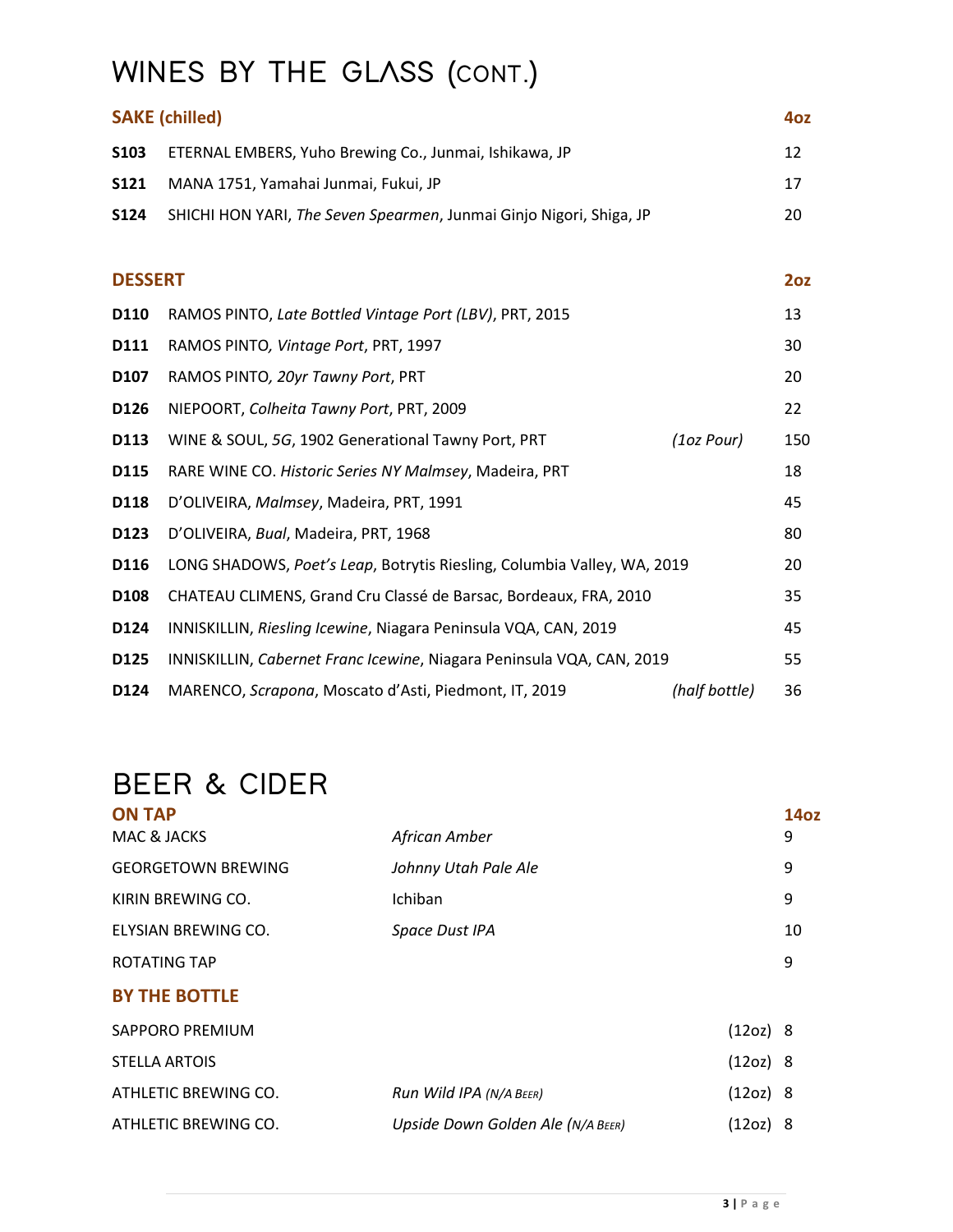# WINES BY THE GLASS (CONT.)

| **SAKE (chilled)** | | | **4oz** |
|---|---|---|---|
| **S103** | ETERNAL EMBERS, Yuho Brewing Co., Junmai, Ishikawa, JP | | 12 |
| **S121** | MANA 1751, Yamahai Junmai, Fukui, JP | | 17 |
| **S124** | SHICHI HON YARI, *The Seven Spearmen*, Junmai Ginjo Nigori, Shiga, JP | | 20 |

| **DESSERT** | | | **2oz** |
|---|---|---|---|
| **D110** | RAMOS PINTO, *Late Bottled Vintage Port (LBV)*, PRT, 2015 | | 13 |
| **D111** | RAMOS PINTO*, Vintage Port*, PRT, 1997 | | 30 |
| **D107** | RAMOS PINTO*, 20yr Tawny Port*, PRT | | 20 |
| **D126** | NIEPOORT, *Colheita Tawny Port*, PRT, 2009 | | 22 |
| **D113** | WINE & SOUL, *5G*, 1902 Generational Tawny Port, PRT | *(1oz Pour)* | 150 |
| **D115** | RARE WINE CO. *Historic Series NY Malmsey*, Madeira, PRT | | 18 |
| **D118** | D'OLIVEIRA, *Malmsey*, Madeira, PRT, 1991 | | 45 |
| **D123** | D'OLIVEIRA, *Bual*, Madeira, PRT, 1968 | | 80 |
| **D116** | LONG SHADOWS, *Poet's Leap*, Botrytis Riesling, Columbia Valley, WA, 2019 | | 20 |
| **D108** | CHATEAU CLIMENS, Grand Cru Classé de Barsac, Bordeaux, FRA, 2010 | | 35 |
| **D124** | INNISKILLIN, *Riesling Icewine*, Niagara Peninsula VQA, CAN, 2019 | | 45 |
| **D125** | INNISKILLIN, *Cabernet Franc Icewine*, Niagara Peninsula VQA, CAN, 2019 | | 55 |
| **D124** | MARENCO, *Scrapona*, Moscato d'Asti, Piedmont, IT, 2019 | *(half bottle)* | 36 |

# BEER & CIDER

| **ON TAP** | | | **14oz** |
|---|---|---|---|
| MAC & JACKS | *African Amber* | | 9 |
| GEORGETOWN BREWING | *Johnny Utah Pale Ale* | | 9 |
| KIRIN BREWING CO. | Ichiban | | 9 |
| ELYSIAN BREWING CO. | *Space Dust IPA* | | 10 |
| ROTATING TAP | | | 9 |

| **BY THE BOTTLE** | | | |
|---|---|---|---|
| SAPPORO PREMIUM | | (12oz) | 8 |
| STELLA ARTOIS | | (12oz) | 8 |
| ATHLETIC BREWING CO. | *Run Wild IPA (N/A BEER)* | (12oz) | 8 |
| ATHLETIC BREWING CO. | *Upside Down Golden Ale (N/A BEER)* | (12oz) | 8 |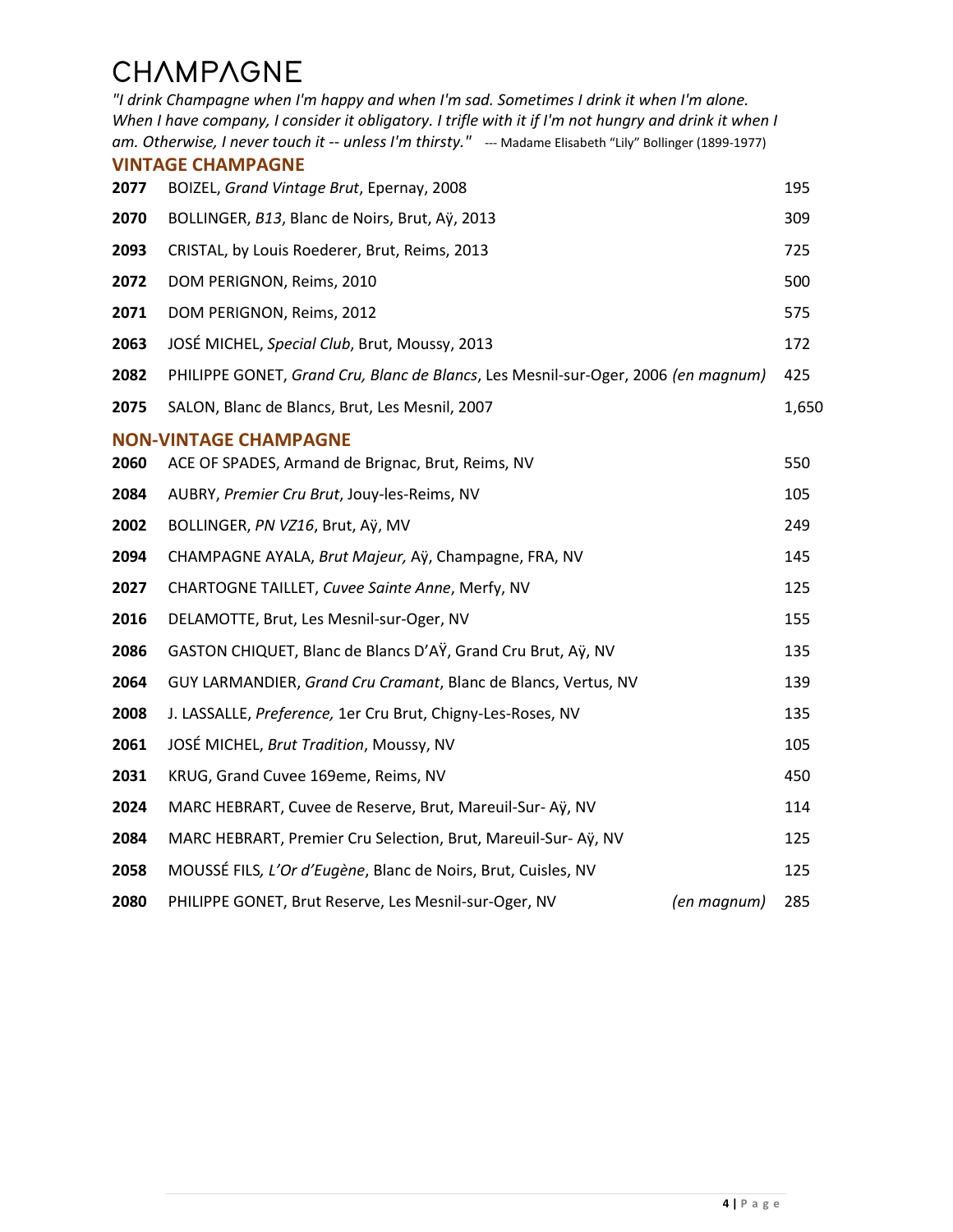# CHAMPAGNE

*"I drink Champagne when I'm happy and when I'm sad. Sometimes I drink it when I'm alone. When I have company, I consider it obligatory. I trifle with it if I'm not hungry and drink it when I am. Otherwise, I never touch it -- unless I'm thirsty."* --- Madame Elisabeth "Lily" Bollinger (1899-1977)

## VINTAGE CHAMPAGNE

| | | |
|---|---|---|
| **2077** | BOIZEL, *Grand Vintage Brut*, Epernay, 2008 | 195 |
| **2070** | BOLLINGER, *B13*, Blanc de Noirs, Brut, Aÿ, 2013 | 309 |
| **2093** | CRISTAL, by Louis Roederer, Brut, Reims, 2013 | 725 |
| **2072** | DOM PERIGNON, Reims, 2010 | 500 |
| **2071** | DOM PERIGNON, Reims, 2012 | 575 |
| **2063** | JOSÉ MICHEL, *Special Club*, Brut, Moussy, 2013 | 172 |
| **2082** | PHILIPPE GONET, *Grand Cru, Blanc de Blancs*, Les Mesnil-sur-Oger, 2006 *(en magnum)* | 425 |
| **2075** | SALON, Blanc de Blancs, Brut, Les Mesnil, 2007 | 1,650 |

## NON-VINTAGE CHAMPAGNE

| | | |
|---|---|---|
| **2060** | ACE OF SPADES, Armand de Brignac, Brut, Reims, NV | 550 |
| **2084** | AUBRY, *Premier Cru Brut*, Jouy-les-Reims, NV | 105 |
| **2002** | BOLLINGER, *PN VZ16*, Brut, Aÿ, MV | 249 |
| **2094** | CHAMPAGNE AYALA, *Brut Majeur,* Aÿ, Champagne, FRA, NV | 145 |
| **2027** | CHARTOGNE TAILLET, *Cuvee Sainte Anne*, Merfy, NV | 125 |
| **2016** | DELAMOTTE, Brut, Les Mesnil-sur-Oger, NV | 155 |
| **2086** | GASTON CHIQUET, Blanc de Blancs D'AŸ, Grand Cru Brut, Aÿ, NV | 135 |
| **2064** | GUY LARMANDIER, *Grand Cru Cramant*, Blanc de Blancs, Vertus, NV | 139 |
| **2008** | J. LASSALLE, *Preference,* 1er Cru Brut, Chigny-Les-Roses, NV | 135 |
| **2061** | JOSÉ MICHEL, *Brut Tradition*, Moussy, NV | 105 |
| **2031** | KRUG, Grand Cuvee 169eme, Reims, NV | 450 |
| **2024** | MARC HEBRART, Cuvee de Reserve, Brut, Mareuil-Sur- Aÿ, NV | 114 |
| **2084** | MARC HEBRART, Premier Cru Selection, Brut, Mareuil-Sur- Aÿ, NV | 125 |
| **2058** | MOUSSÉ FILS*, L'Or d'Eugène*, Blanc de Noirs, Brut, Cuisles, NV | 125 |
| **2080** | PHILIPPE GONET, Brut Reserve, Les Mesnil-sur-Oger, NV *(en magnum)* | 285 |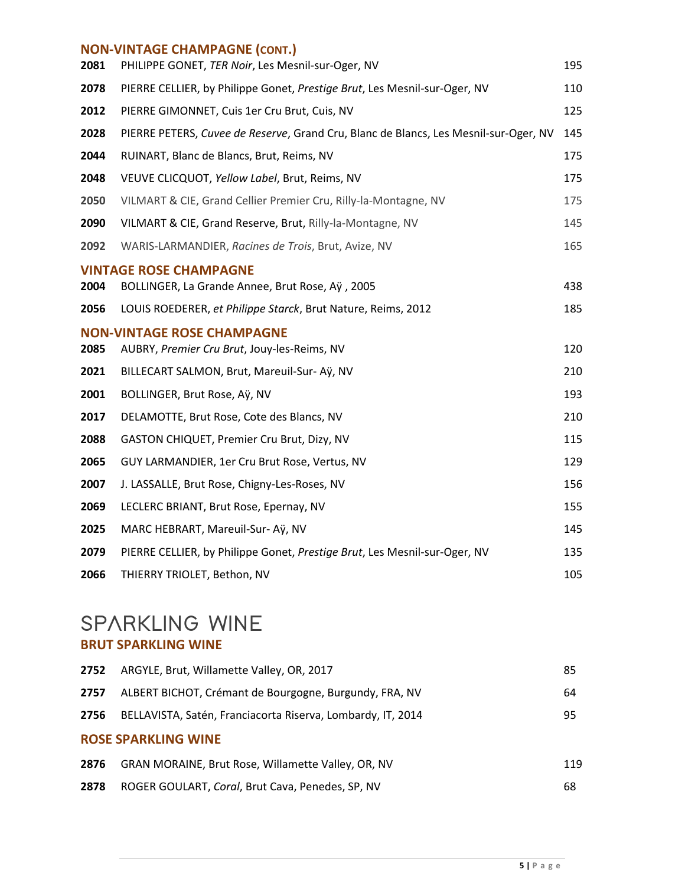## NON-VINTAGE CHAMPAGNE (CONT.)

| | | |
|---|---|---|
| **2081** | PHILIPPE GONET, *TER Noir*, Les Mesnil-sur-Oger, NV | 195 |
| **2078** | PIERRE CELLIER, by Philippe Gonet, *Prestige Brut*, Les Mesnil-sur-Oger, NV | 110 |
| **2012** | PIERRE GIMONNET, Cuis 1er Cru Brut, Cuis, NV | 125 |
| **2028** | PIERRE PETERS, *Cuvee de Reserve*, Grand Cru, Blanc de Blancs, Les Mesnil-sur-Oger, NV | 145 |
| **2044** | RUINART, Blanc de Blancs, Brut, Reims, NV | 175 |
| **2048** | VEUVE CLICQUOT, *Yellow Label*, Brut, Reims, NV | 175 |
| **2050** | VILMART & CIE, Grand Cellier Premier Cru, Rilly-la-Montagne, NV | 175 |
| **2090** | VILMART & CIE, Grand Reserve, Brut, Rilly-la-Montagne, NV | 145 |
| **2092** | WARIS-LARMANDIER, *Racines de Trois*, Brut, Avize, NV | 165 |

## VINTAGE ROSE CHAMPAGNE

| | | |
|---|---|---|
| **2004** | BOLLINGER, La Grande Annee, Brut Rose, Aÿ , 2005 | 438 |
| **2056** | LOUIS ROEDERER, *et Philippe Starck*, Brut Nature, Reims, 2012 | 185 |

## NON-VINTAGE ROSE CHAMPAGNE

| | | |
|---|---|---|
| **2085** | AUBRY, *Premier Cru Brut*, Jouy-les-Reims, NV | 120 |
| **2021** | BILLECART SALMON, Brut, Mareuil-Sur- Aÿ, NV | 210 |
| **2001** | BOLLINGER, Brut Rose, Aÿ, NV | 193 |
| **2017** | DELAMOTTE, Brut Rose, Cote des Blancs, NV | 210 |
| **2088** | GASTON CHIQUET, Premier Cru Brut, Dizy, NV | 115 |
| **2065** | GUY LARMANDIER, 1er Cru Brut Rose, Vertus, NV | 129 |
| **2007** | J. LASSALLE, Brut Rose, Chigny-Les-Roses, NV | 156 |
| **2069** | LECLERC BRIANT, Brut Rose, Epernay, NV | 155 |
| **2025** | MARC HEBRART, Mareuil-Sur- Aÿ, NV | 145 |
| **2079** | PIERRE CELLIER, by Philippe Gonet, *Prestige Brut*, Les Mesnil-sur-Oger, NV | 135 |
| **2066** | THIERRY TRIOLET, Bethon, NV | 105 |

# SPARKLING WINE

## BRUT SPARKLING WINE

| | | |
|---|---|---|
| **2752** | ARGYLE, Brut, Willamette Valley, OR, 2017 | 85 |
| **2757** | ALBERT BICHOT, Crémant de Bourgogne, Burgundy, FRA, NV | 64 |
| **2756** | BELLAVISTA, Satén, Franciacorta Riserva, Lombardy, IT, 2014 | 95 |

## ROSE SPARKLING WINE

| | | |
|---|---|---|
| **2876** | GRAN MORAINE, Brut Rose, Willamette Valley, OR, NV | 119 |
| **2878** | ROGER GOULART, *Coral*, Brut Cava, Penedes, SP, NV | 68 |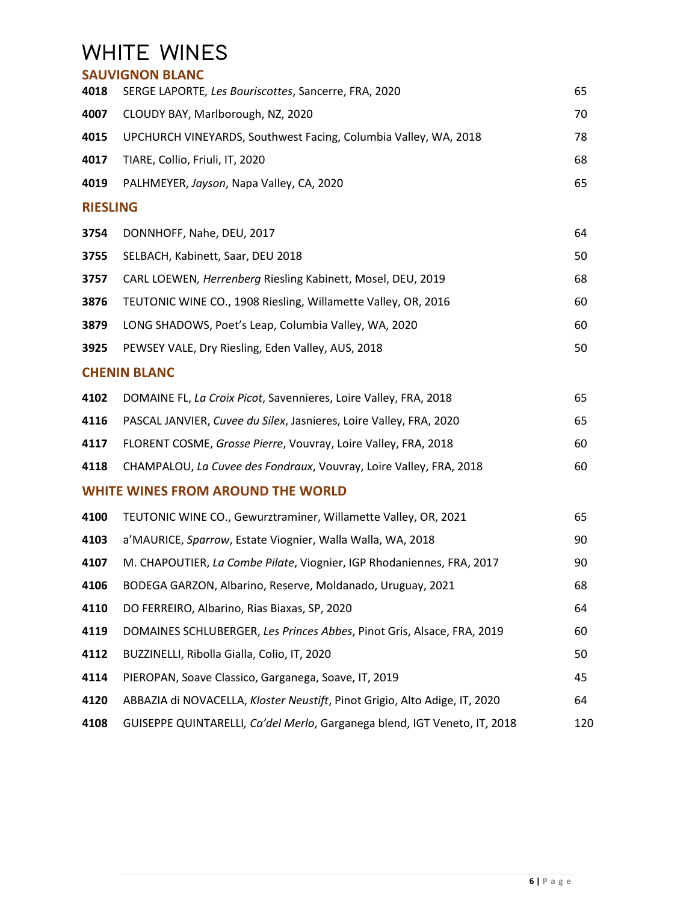# WHITE WINES

## SAUVIGNON BLANC

| | | |
|---|---|---|
| **4018** | SERGE LAPORTE*, Les Bouriscottes*, Sancerre, FRA, 2020 | 65 |
| **4007** | CLOUDY BAY, Marlborough, NZ, 2020 | 70 |
| **4015** | UPCHURCH VINEYARDS, Southwest Facing, Columbia Valley, WA, 2018 | 78 |
| **4017** | TIARE, Collio, Friuli, IT, 2020 | 68 |
| **4019** | PALHMEYER, *Jayson*, Napa Valley, CA, 2020 | 65 |

## RIESLING

| | | |
|---|---|---|
| **3754** | DONNHOFF, Nahe, DEU, 2017 | 64 |
| **3755** | SELBACH, Kabinett, Saar, DEU 2018 | 50 |
| **3757** | CARL LOEWEN*, Herrenberg* Riesling Kabinett, Mosel, DEU, 2019 | 68 |
| **3876** | TEUTONIC WINE CO., 1908 Riesling, Willamette Valley, OR, 2016 | 60 |
| **3879** | LONG SHADOWS, Poet's Leap, Columbia Valley, WA, 2020 | 60 |
| **3925** | PEWSEY VALE, Dry Riesling, Eden Valley, AUS, 2018 | 50 |

## CHENIN BLANC

| | | |
|---|---|---|
| **4102** | DOMAINE FL, *La Croix Picot*, Savennieres, Loire Valley, FRA, 2018 | 65 |
| **4116** | PASCAL JANVIER, *Cuvee du Silex*, Jasnieres, Loire Valley, FRA, 2020 | 65 |
| **4117** | FLORENT COSME, *Grosse Pierre*, Vouvray, Loire Valley, FRA, 2018 | 60 |
| **4118** | CHAMPALOU, *La Cuvee des Fondraux*, Vouvray, Loire Valley, FRA, 2018 | 60 |

## WHITE WINES FROM AROUND THE WORLD

| | | |
|---|---|---|
| **4100** | TEUTONIC WINE CO., Gewurztraminer, Willamette Valley, OR, 2021 | 65 |
| **4103** | a'MAURICE, *Sparrow*, Estate Viognier, Walla Walla, WA, 2018 | 90 |
| **4107** | M. CHAPOUTIER, *La Combe Pilate*, Viognier, IGP Rhodaniennes, FRA, 2017 | 90 |
| **4106** | BODEGA GARZON, Albarino, Reserve, Moldanado, Uruguay, 2021 | 68 |
| **4110** | DO FERREIRO, Albarino, Rias Biaxas, SP, 2020 | 64 |
| **4119** | DOMAINES SCHLUBERGER, *Les Princes Abbes*, Pinot Gris, Alsace, FRA, 2019 | 60 |
| **4112** | BUZZINELLI, Ribolla Gialla, Colio, IT, 2020 | 50 |
| **4114** | PIEROPAN, Soave Classico, Garganega, Soave, IT, 2019 | 45 |
| **4120** | ABBAZIA di NOVACELLA, *Kloster Neustift*, Pinot Grigio, Alto Adige, IT, 2020 | 64 |
| **4108** | GUISEPPE QUINTARELLI*, Ca'del Merlo*, Garganega blend, IGT Veneto, IT, 2018 | 120 |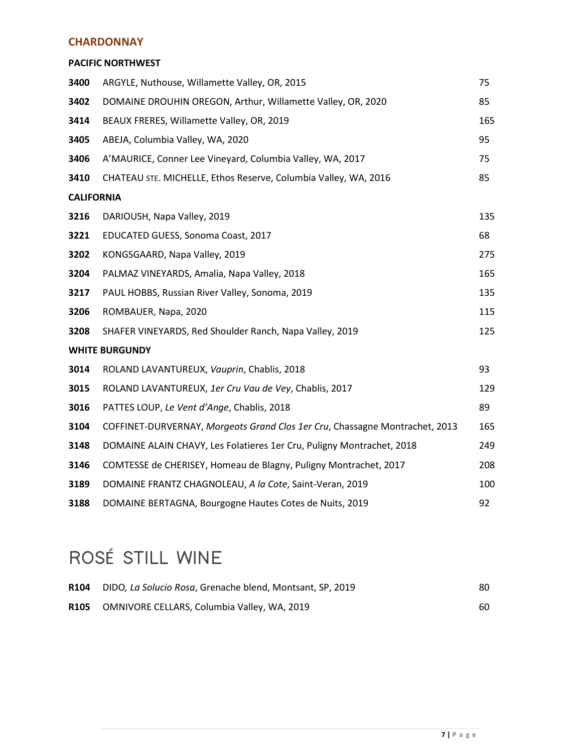## CHARDONNAY

### PACIFIC NORTHWEST

| | | |
|---|---|---|
| **3400** | ARGYLE, Nuthouse, Willamette Valley, OR, 2015 | 75 |
| **3402** | DOMAINE DROUHIN OREGON, Arthur, Willamette Valley, OR, 2020 | 85 |
| **3414** | BEAUX FRERES, Willamette Valley, OR, 2019 | 165 |
| **3405** | ABEJA, Columbia Valley, WA, 2020 | 95 |
| **3406** | A'MAURICE, Conner Lee Vineyard, Columbia Valley, WA, 2017 | 75 |
| **3410** | CHATEAU STE. MICHELLE, Ethos Reserve, Columbia Valley, WA, 2016 | 85 |

### CALIFORNIA

| | | |
|---|---|---|
| **3216** | DARIOUSH, Napa Valley, 2019 | 135 |
| **3221** | EDUCATED GUESS, Sonoma Coast, 2017 | 68 |
| **3202** | KONGSGAARD, Napa Valley, 2019 | 275 |
| **3204** | PALMAZ VINEYARDS, Amalia, Napa Valley, 2018 | 165 |
| **3217** | PAUL HOBBS, Russian River Valley, Sonoma, 2019 | 135 |
| **3206** | ROMBAUER, Napa, 2020 | 115 |
| **3208** | SHAFER VINEYARDS, Red Shoulder Ranch, Napa Valley, 2019 | 125 |

### WHITE BURGUNDY

| | | |
|---|---|---|
| **3014** | ROLAND LAVANTUREUX, *Vauprin*, Chablis, 2018 | 93 |
| **3015** | ROLAND LAVANTUREUX, *1er Cru Vau de Vey*, Chablis, 2017 | 129 |
| **3016** | PATTES LOUP, *Le Vent d'Ange*, Chablis, 2018 | 89 |
| **3104** | COFFINET-DURVERNAY, *Morgeots Grand Clos 1er Cru*, Chassagne Montrachet, 2013 | 165 |
| **3148** | DOMAINE ALAIN CHAVY, Les Folatieres 1er Cru, Puligny Montrachet, 2018 | 249 |
| **3146** | COMTESSE de CHERISEY, Homeau de Blagny, Puligny Montrachet, 2017 | 208 |
| **3189** | DOMAINE FRANTZ CHAGNOLEAU, *A la Cote*, Saint-Veran, 2019 | 100 |
| **3188** | DOMAINE BERTAGNA, Bourgogne Hautes Cotes de Nuits, 2019 | 92 |

# ROSÉ STILL WINE

| | | |
|---|---|---|
| **R104** | DIDO*, La Solucio Rosa*, Grenache blend, Montsant, SP, 2019 | 80 |
| **R105** | OMNIVORE CELLARS, Columbia Valley, WA, 2019 | 60 |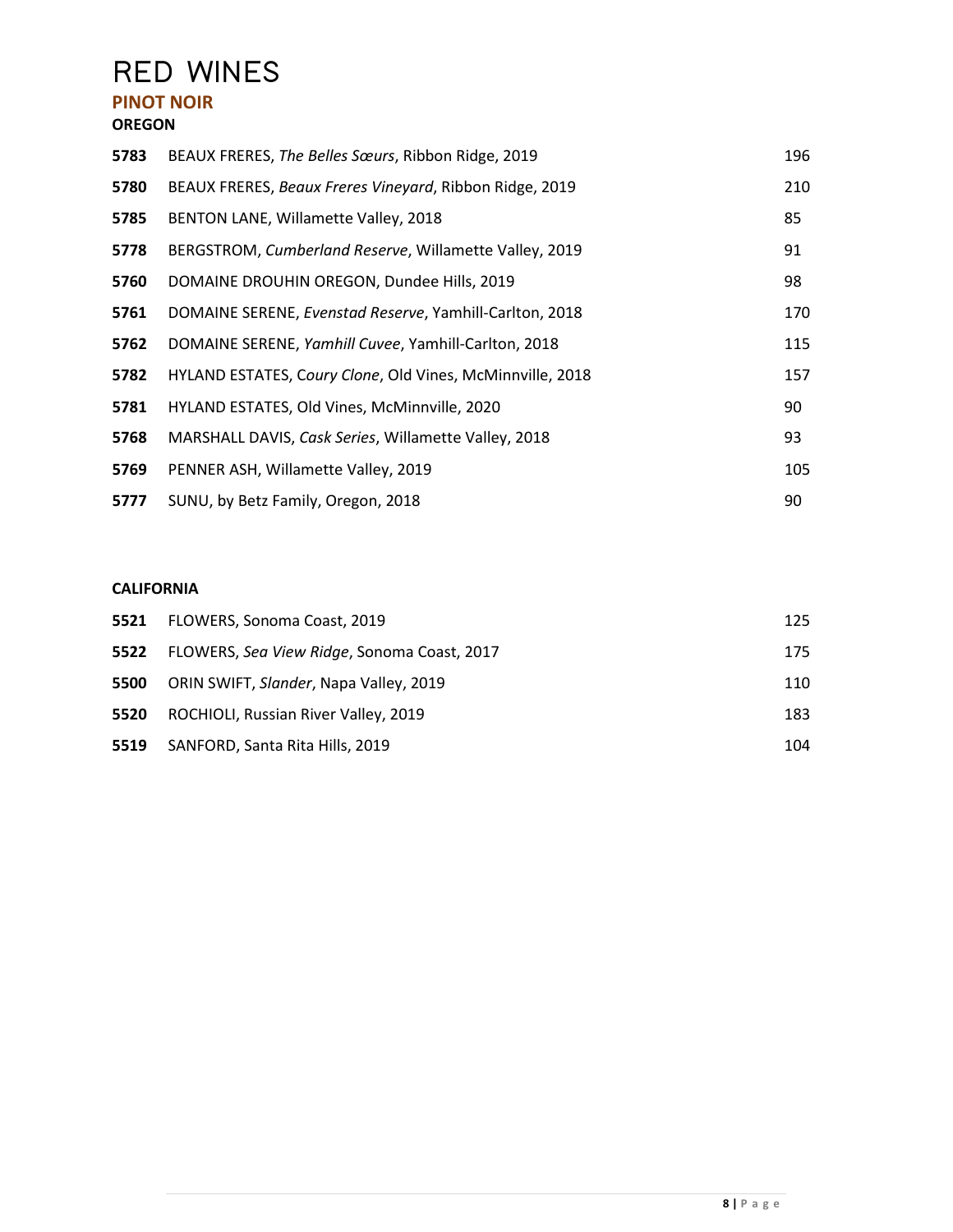# RED WINES

## PINOT NOIR

### OREGON

| | | |
|---|---|---|
| **5783** | BEAUX FRERES, *The Belles Sœurs*, Ribbon Ridge, 2019 | 196 |
| **5780** | BEAUX FRERES, *Beaux Freres Vineyard*, Ribbon Ridge, 2019 | 210 |
| **5785** | BENTON LANE, Willamette Valley, 2018 | 85 |
| **5778** | BERGSTROM, *Cumberland Reserve*, Willamette Valley, 2019 | 91 |
| **5760** | DOMAINE DROUHIN OREGON, Dundee Hills, 2019 | 98 |
| **5761** | DOMAINE SERENE, *Evenstad Reserve*, Yamhill-Carlton, 2018 | 170 |
| **5762** | DOMAINE SERENE, *Yamhill Cuvee*, Yamhill-Carlton, 2018 | 115 |
| **5782** | HYLAND ESTATES, C*oury Clone*, Old Vines, McMinnville, 2018 | 157 |
| **5781** | HYLAND ESTATES, Old Vines, McMinnville, 2020 | 90 |
| **5768** | MARSHALL DAVIS, *Cask Series*, Willamette Valley, 2018 | 93 |
| **5769** | PENNER ASH, Willamette Valley, 2019 | 105 |
| **5777** | SUNU, by Betz Family, Oregon, 2018 | 90 |

### CALIFORNIA

| | | |
|---|---|---|
| **5521** | FLOWERS, Sonoma Coast, 2019 | 125 |
| **5522** | FLOWERS, *Sea View Ridge*, Sonoma Coast, 2017 | 175 |
| **5500** | ORIN SWIFT, *Slander*, Napa Valley, 2019 | 110 |
| **5520** | ROCHIOLI, Russian River Valley, 2019 | 183 |
| **5519** | SANFORD, Santa Rita Hills, 2019 | 104 |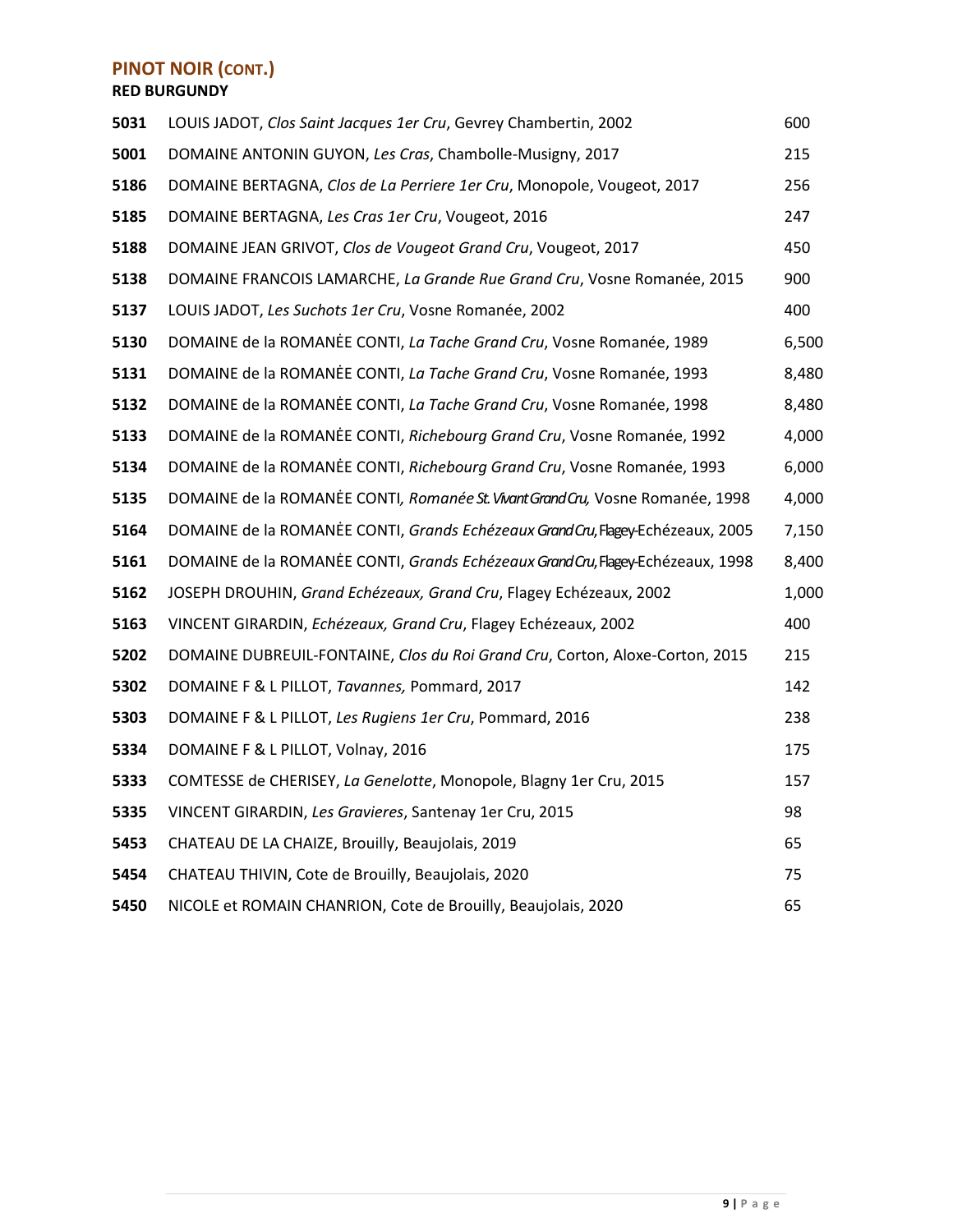## PINOT NOIR (CONT.)

### RED BURGUNDY

| | | |
|---|---|---|
| **5031** | LOUIS JADOT, *Clos Saint Jacques 1er Cru*, Gevrey Chambertin, 2002 | 600 |
| **5001** | DOMAINE ANTONIN GUYON, *Les Cras*, Chambolle-Musigny, 2017 | 215 |
| **5186** | DOMAINE BERTAGNA, *Clos de La Perriere 1er Cru*, Monopole, Vougeot, 2017 | 256 |
| **5185** | DOMAINE BERTAGNA, *Les Cras 1er Cru*, Vougeot, 2016 | 247 |
| **5188** | DOMAINE JEAN GRIVOT, *Clos de Vougeot Grand Cru*, Vougeot, 2017 | 450 |
| **5138** | DOMAINE FRANCOIS LAMARCHE, *La Grande Rue Grand Cru*, Vosne Romanée, 2015 | 900 |
| **5137** | LOUIS JADOT, *Les Suchots 1er Cru*, Vosne Romanée, 2002 | 400 |
| **5130** | DOMAINE de la ROMANĖE CONTI, *La Tache Grand Cru*, Vosne Romanée, 1989 | 6,500 |
| **5131** | DOMAINE de la ROMANĖE CONTI, *La Tache Grand Cru*, Vosne Romanée, 1993 | 8,480 |
| **5132** | DOMAINE de la ROMANĖE CONTI, *La Tache Grand Cru*, Vosne Romanée, 1998 | 8,480 |
| **5133** | DOMAINE de la ROMANĖE CONTI, *Richebourg Grand Cru*, Vosne Romanée, 1992 | 4,000 |
| **5134** | DOMAINE de la ROMANĖE CONTI, *Richebourg Grand Cru*, Vosne Romanée, 1993 | 6,000 |
| **5135** | DOMAINE de la ROMANĖE CONTI*, Romanée St. Vivant Grand Cru,* Vosne Romanée, 1998 | 4,000 |
| **5164** | DOMAINE de la ROMANĖE CONTI, *Grands Echézeaux Grand Cru*, Flagey-Echézeaux, 2005 | 7,150 |
| **5161** | DOMAINE de la ROMANĖE CONTI, *Grands Echézeaux Grand Cru*, Flagey-Echézeaux, 1998 | 8,400 |
| **5162** | JOSEPH DROUHIN, *Grand Echézeaux, Grand Cru*, Flagey Echézeaux, 2002 | 1,000 |
| **5163** | VINCENT GIRARDIN, *Echézeaux, Grand Cru*, Flagey Echézeaux, 2002 | 400 |
| **5202** | DOMAINE DUBREUIL-FONTAINE, *Clos du Roi Grand Cru*, Corton, Aloxe-Corton, 2015 | 215 |
| **5302** | DOMAINE F & L PILLOT, *Tavannes,* Pommard, 2017 | 142 |
| **5303** | DOMAINE F & L PILLOT, *Les Rugiens 1er Cru*, Pommard, 2016 | 238 |
| **5334** | DOMAINE F & L PILLOT, Volnay, 2016 | 175 |
| **5333** | COMTESSE de CHERISEY, *La Genelotte*, Monopole, Blagny 1er Cru, 2015 | 157 |
| **5335** | VINCENT GIRARDIN, *Les Gravieres*, Santenay 1er Cru, 2015 | 98 |
| **5453** | CHATEAU DE LA CHAIZE, Brouilly, Beaujolais, 2019 | 65 |
| **5454** | CHATEAU THIVIN, Cote de Brouilly, Beaujolais, 2020 | 75 |
| **5450** | NICOLE et ROMAIN CHANRION, Cote de Brouilly, Beaujolais, 2020 | 65 |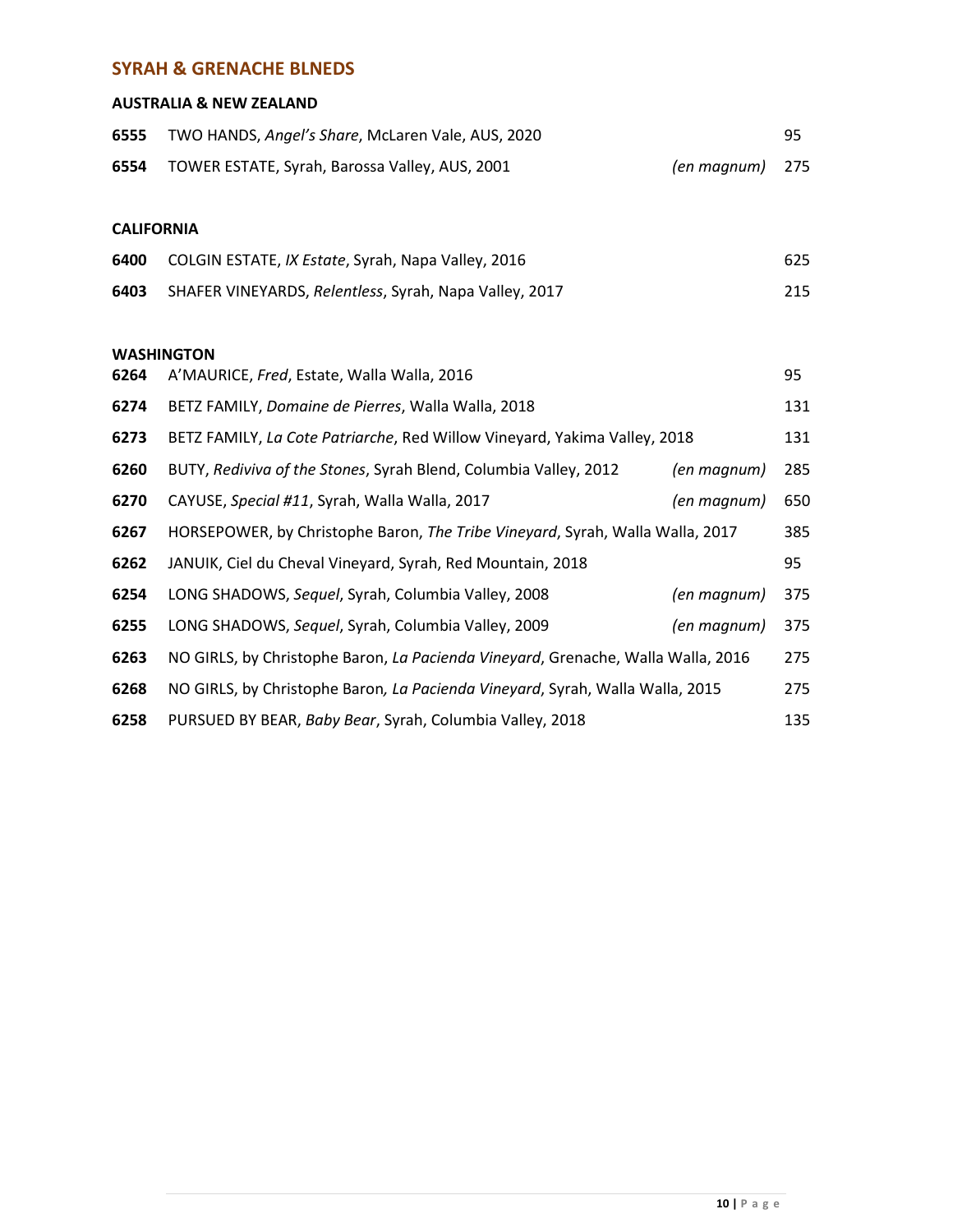## SYRAH & GRENACHE BLNEDS

### AUSTRALIA & NEW ZEALAND

| | | | |
|---|---|---|---|
| **6555** | TWO HANDS, *Angel's Share*, McLaren Vale, AUS, 2020 | | 95 |
| **6554** | TOWER ESTATE, Syrah, Barossa Valley, AUS, 2001 | *(en magnum)* | 275 |

### CALIFORNIA

| | | | |
|---|---|---|---|
| **6400** | COLGIN ESTATE, *IX Estate*, Syrah, Napa Valley, 2016 | | 625 |
| **6403** | SHAFER VINEYARDS, *Relentless*, Syrah, Napa Valley, 2017 | | 215 |

### WASHINGTON

| | | | |
|---|---|---|---|
| **6264** | A'MAURICE, *Fred*, Estate, Walla Walla, 2016 | | 95 |
| **6274** | BETZ FAMILY, *Domaine de Pierres*, Walla Walla, 2018 | | 131 |
| **6273** | BETZ FAMILY, *La Cote Patriarche*, Red Willow Vineyard, Yakima Valley, 2018 | | 131 |
| **6260** | BUTY, *Rediviva of the Stones*, Syrah Blend, Columbia Valley, 2012 | *(en magnum)* | 285 |
| **6270** | CAYUSE, *Special #11*, Syrah, Walla Walla, 2017 | *(en magnum)* | 650 |
| **6267** | HORSEPOWER, by Christophe Baron, *The Tribe Vineyard*, Syrah, Walla Walla, 2017 | | 385 |
| **6262** | JANUIK, Ciel du Cheval Vineyard, Syrah, Red Mountain, 2018 | | 95 |
| **6254** | LONG SHADOWS, *Sequel*, Syrah, Columbia Valley, 2008 | *(en magnum)* | 375 |
| **6255** | LONG SHADOWS, *Sequel*, Syrah, Columbia Valley, 2009 | *(en magnum)* | 375 |
| **6263** | NO GIRLS, by Christophe Baron, *La Pacienda Vineyard*, Grenache, Walla Walla, 2016 | | 275 |
| **6268** | NO GIRLS, by Christophe Baron, *La Pacienda Vineyard*, Syrah, Walla Walla, 2015 | | 275 |
| **6258** | PURSUED BY BEAR, *Baby Bear*, Syrah, Columbia Valley, 2018 | | 135 |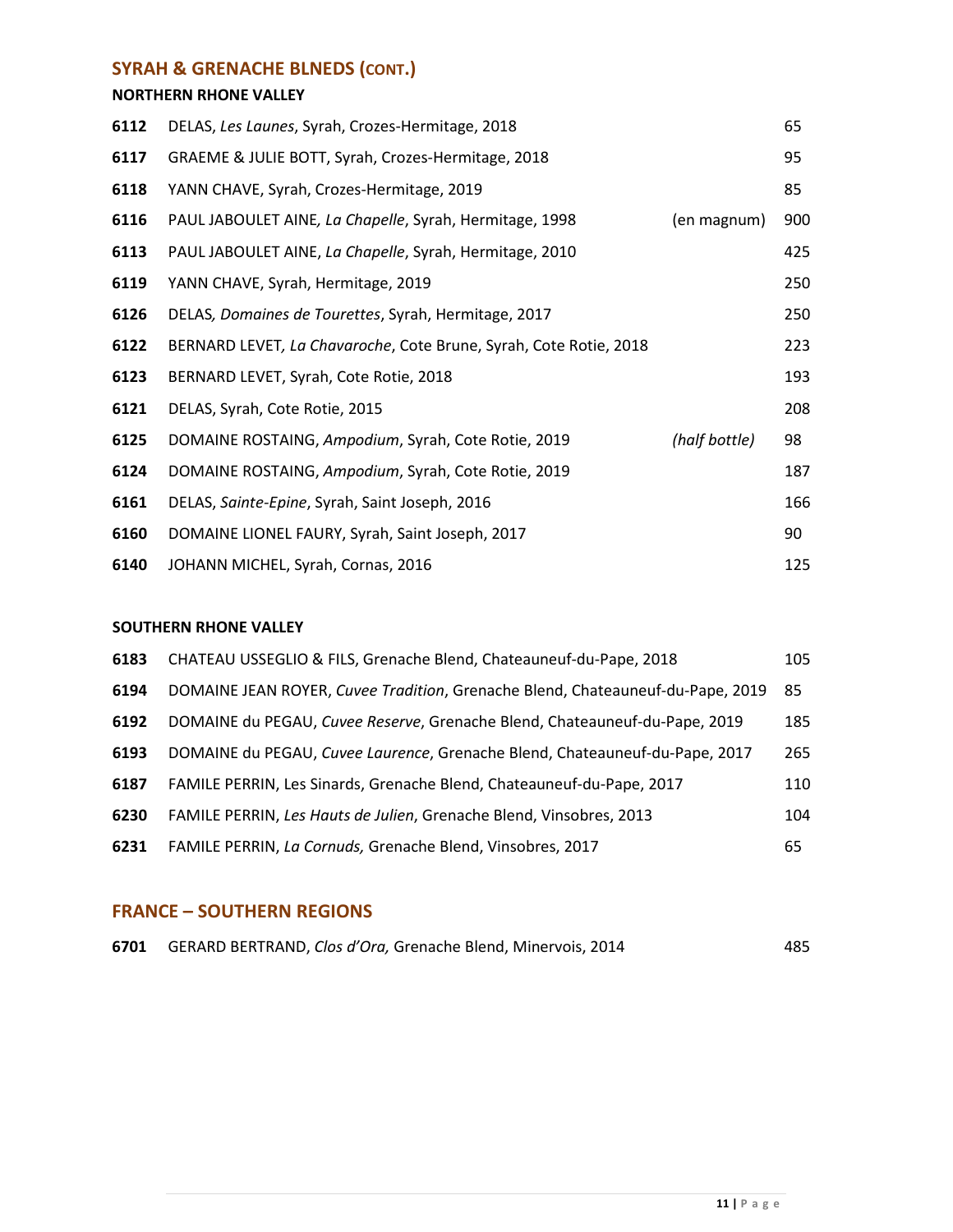## SYRAH & GRENACHE BLNEDS (CONT.)

### NORTHERN RHONE VALLEY

| | | | |
|---|---|---|---|
| **6112** | DELAS, *Les Launes*, Syrah, Crozes-Hermitage, 2018 | | 65 |
| **6117** | GRAEME & JULIE BOTT, Syrah, Crozes-Hermitage, 2018 | | 95 |
| **6118** | YANN CHAVE, Syrah, Crozes-Hermitage, 2019 | | 85 |
| **6116** | PAUL JABOULET AINE*, La Chapelle*, Syrah, Hermitage, 1998 | (en magnum) | 900 |
| **6113** | PAUL JABOULET AINE, *La Chapelle*, Syrah, Hermitage, 2010 | | 425 |
| **6119** | YANN CHAVE, Syrah, Hermitage, 2019 | | 250 |
| **6126** | DELAS*, Domaines de Tourettes*, Syrah, Hermitage, 2017 | | 250 |
| **6122** | BERNARD LEVET*, La Chavaroche*, Cote Brune, Syrah, Cote Rotie, 2018 | | 223 |
| **6123** | BERNARD LEVET, Syrah, Cote Rotie, 2018 | | 193 |
| **6121** | DELAS, Syrah, Cote Rotie, 2015 | | 208 |
| **6125** | DOMAINE ROSTAING, *Ampodium*, Syrah, Cote Rotie, 2019 | *(half bottle)* | 98 |
| **6124** | DOMAINE ROSTAING, *Ampodium*, Syrah, Cote Rotie, 2019 | | 187 |
| **6161** | DELAS, *Sainte-Epine*, Syrah, Saint Joseph, 2016 | | 166 |
| **6160** | DOMAINE LIONEL FAURY, Syrah, Saint Joseph, 2017 | | 90 |
| **6140** | JOHANN MICHEL, Syrah, Cornas, 2016 | | 125 |

### SOUTHERN RHONE VALLEY

| | | |
|---|---|---|
| **6183** | CHATEAU USSEGLIO & FILS, Grenache Blend, Chateauneuf-du-Pape, 2018 | 105 |
| **6194** | DOMAINE JEAN ROYER, *Cuvee Tradition*, Grenache Blend, Chateauneuf-du-Pape, 2019 | 85 |
| **6192** | DOMAINE du PEGAU, *Cuvee Reserve*, Grenache Blend, Chateauneuf-du-Pape, 2019 | 185 |
| **6193** | DOMAINE du PEGAU, *Cuvee Laurence*, Grenache Blend, Chateauneuf-du-Pape, 2017 | 265 |
| **6187** | FAMILE PERRIN, Les Sinards, Grenache Blend, Chateauneuf-du-Pape, 2017 | 110 |
| **6230** | FAMILE PERRIN, *Les Hauts de Julien*, Grenache Blend, Vinsobres, 2013 | 104 |
| **6231** | FAMILE PERRIN, *La Cornuds,* Grenache Blend, Vinsobres, 2017 | 65 |

## FRANCE – SOUTHERN REGIONS

| | | |
|---|---|---|
| **6701** | GERARD BERTRAND, *Clos d'Ora,* Grenache Blend, Minervois, 2014 | 485 |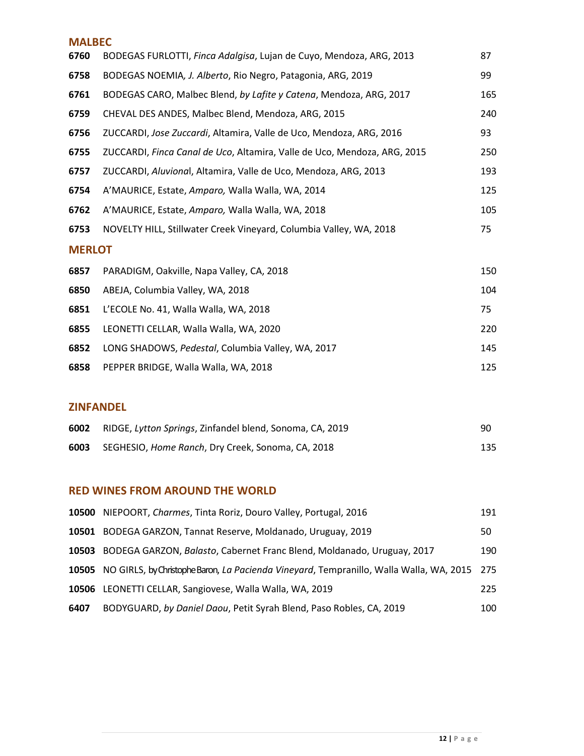## MALBEC

| | | |
|---|---|---|
| **6760** | BODEGAS FURLOTTI, *Finca Adalgisa*, Lujan de Cuyo, Mendoza, ARG, 2013 | 87 |
| **6758** | BODEGAS NOEMIA*, J. Alberto*, Rio Negro, Patagonia, ARG, 2019 | 99 |
| **6761** | BODEGAS CARO, Malbec Blend, *by Lafite y Catena*, Mendoza, ARG, 2017 | 165 |
| **6759** | CHEVAL DES ANDES, Malbec Blend, Mendoza, ARG, 2015 | 240 |
| **6756** | ZUCCARDI, *Jose Zuccardi*, Altamira, Valle de Uco, Mendoza, ARG, 2016 | 93 |
| **6755** | ZUCCARDI, *Finca Canal de Uco*, Altamira, Valle de Uco, Mendoza, ARG, 2015 | 250 |
| **6757** | ZUCCARDI, *Aluviona*l, Altamira, Valle de Uco, Mendoza, ARG, 2013 | 193 |
| **6754** | A'MAURICE, Estate, *Amparo,* Walla Walla, WA, 2014 | 125 |
| **6762** | A'MAURICE, Estate, *Amparo,* Walla Walla, WA, 2018 | 105 |
| **6753** | NOVELTY HILL, Stillwater Creek Vineyard, Columbia Valley, WA, 2018 | 75 |

## MERLOT

| | | |
|---|---|---|
| **6857** | PARADIGM, Oakville, Napa Valley, CA, 2018 | 150 |
| **6850** | ABEJA, Columbia Valley, WA, 2018 | 104 |
| **6851** | L'ECOLE No. 41, Walla Walla, WA, 2018 | 75 |
| **6855** | LEONETTI CELLAR, Walla Walla, WA, 2020 | 220 |
| **6852** | LONG SHADOWS, *Pedestal*, Columbia Valley, WA, 2017 | 145 |
| **6858** | PEPPER BRIDGE, Walla Walla, WA, 2018 | 125 |

## ZINFANDEL

| | | |
|---|---|---|
| **6002** | RIDGE, *Lytton Springs*, Zinfandel blend, Sonoma, CA, 2019 | 90 |
| **6003** | SEGHESIO, *Home Ranch*, Dry Creek, Sonoma, CA, 2018 | 135 |

## RED WINES FROM AROUND THE WORLD

| | | |
|---|---|---|
| **10500** | NIEPOORT, *Charmes*, Tinta Roriz, Douro Valley, Portugal, 2016 | 191 |
| **10501** | BODEGA GARZON, Tannat Reserve, Moldanado, Uruguay, 2019 | 50 |
| **10503** | BODEGA GARZON, *Balasto*, Cabernet Franc Blend, Moldanado, Uruguay, 2017 | 190 |
| **10505** | NO GIRLS, by Christophe Baron, *La Pacienda Vineyard*, Tempranillo, Walla Walla, WA, 2015 | 275 |
| **10506** | LEONETTI CELLAR, Sangiovese, Walla Walla, WA, 2019 | 225 |
| **6407** | BODYGUARD, *by Daniel Daou*, Petit Syrah Blend, Paso Robles, CA, 2019 | 100 |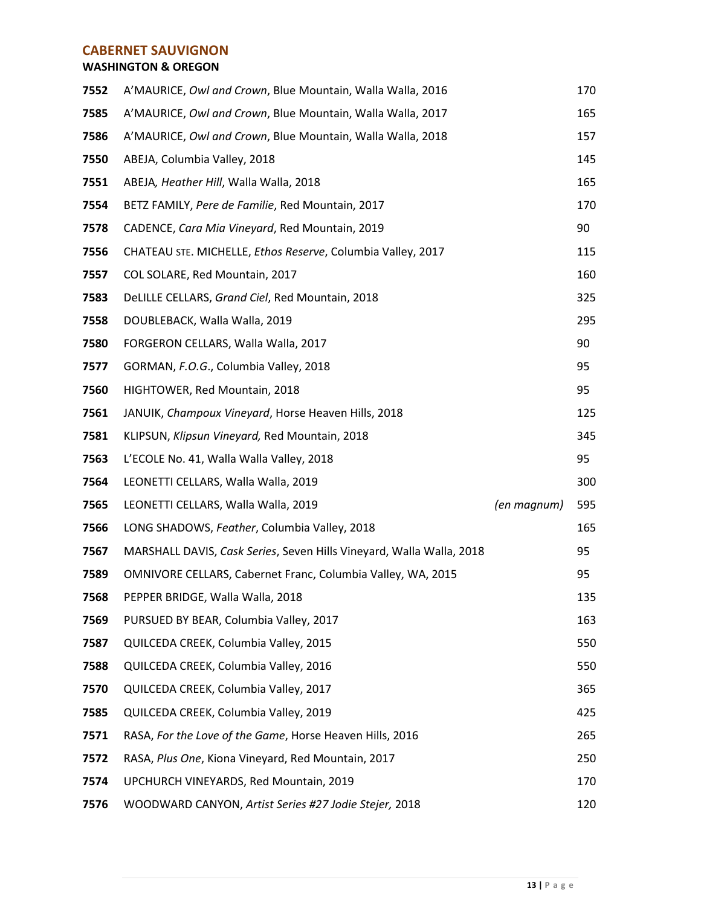## CABERNET SAUVIGNON

### WASHINGTON & OREGON

| | | | |
|---|---|---|---|
| **7552** | A'MAURICE, *Owl and Crown*, Blue Mountain, Walla Walla, 2016 | | 170 |
| **7585** | A'MAURICE, *Owl and Crown*, Blue Mountain, Walla Walla, 2017 | | 165 |
| **7586** | A'MAURICE, *Owl and Crown*, Blue Mountain, Walla Walla, 2018 | | 157 |
| **7550** | ABEJA, Columbia Valley, 2018 | | 145 |
| **7551** | ABEJA*, Heather Hill*, Walla Walla, 2018 | | 165 |
| **7554** | BETZ FAMILY, *Pere de Familie*, Red Mountain, 2017 | | 170 |
| **7578** | CADENCE, *Cara Mia Vineyard*, Red Mountain, 2019 | | 90 |
| **7556** | CHATEAU STE. MICHELLE, *Ethos Reserve*, Columbia Valley, 2017 | | 115 |
| **7557** | COL SOLARE, Red Mountain, 2017 | | 160 |
| **7583** | DeLILLE CELLARS, *Grand Ciel*, Red Mountain, 2018 | | 325 |
| **7558** | DOUBLEBACK, Walla Walla, 2019 | | 295 |
| **7580** | FORGERON CELLARS, Walla Walla, 2017 | | 90 |
| **7577** | GORMAN, *F.O.G.*, Columbia Valley, 2018 | | 95 |
| **7560** | HIGHTOWER, Red Mountain, 2018 | | 95 |
| **7561** | JANUIK, *Champoux Vineyard*, Horse Heaven Hills, 2018 | | 125 |
| **7581** | KLIPSUN, *Klipsun Vineyard,* Red Mountain, 2018 | | 345 |
| **7563** | L'ECOLE No. 41, Walla Walla Valley, 2018 | | 95 |
| **7564** | LEONETTI CELLARS, Walla Walla, 2019 | | 300 |
| **7565** | LEONETTI CELLARS, Walla Walla, 2019 | *(en magnum)* | 595 |
| **7566** | LONG SHADOWS, *Feather*, Columbia Valley, 2018 | | 165 |
| **7567** | MARSHALL DAVIS, *Cask Series*, Seven Hills Vineyard, Walla Walla, 2018 | | 95 |
| **7589** | OMNIVORE CELLARS, Cabernet Franc, Columbia Valley, WA, 2015 | | 95 |
| **7568** | PEPPER BRIDGE, Walla Walla, 2018 | | 135 |
| **7569** | PURSUED BY BEAR, Columbia Valley, 2017 | | 163 |
| **7587** | QUILCEDA CREEK, Columbia Valley, 2015 | | 550 |
| **7588** | QUILCEDA CREEK, Columbia Valley, 2016 | | 550 |
| **7570** | QUILCEDA CREEK, Columbia Valley, 2017 | | 365 |
| **7585** | QUILCEDA CREEK, Columbia Valley, 2019 | | 425 |
| **7571** | RASA, *For the Love of the Game*, Horse Heaven Hills, 2016 | | 265 |
| **7572** | RASA, *Plus One*, Kiona Vineyard, Red Mountain, 2017 | | 250 |
| **7574** | UPCHURCH VINEYARDS, Red Mountain, 2019 | | 170 |
| **7576** | WOODWARD CANYON, *Artist Series #27 Jodie Stejer,* 2018 | | 120 |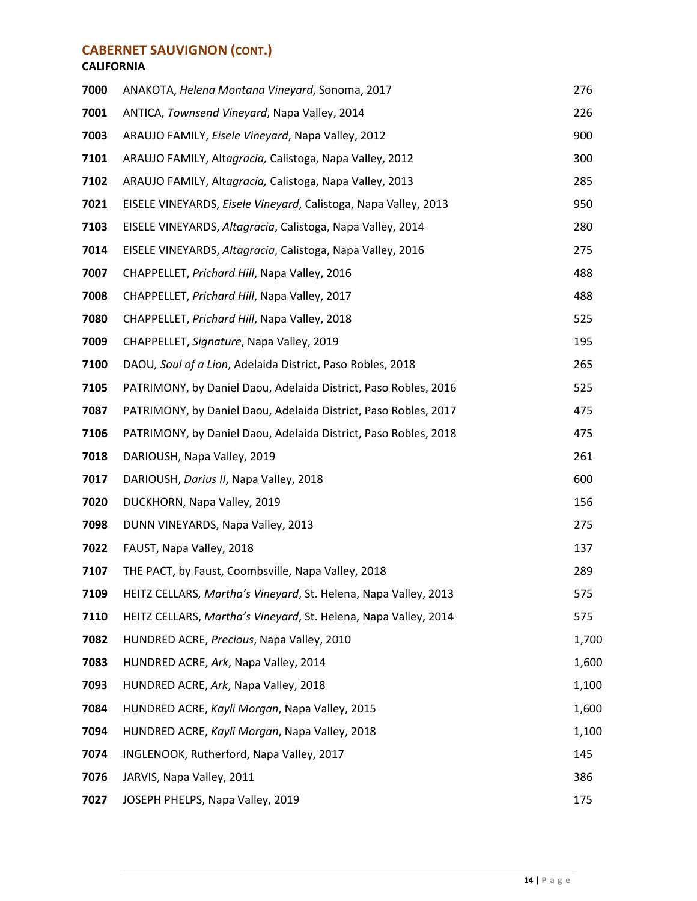## CABERNET SAUVIGNON (CONT.)

### CALIFORNIA

| | | |
|---|---|---|
| **7000** | ANAKOTA, *Helena Montana Vineyard*, Sonoma, 2017 | 276 |
| **7001** | ANTICA, *Townsend Vineyard*, Napa Valley, 2014 | 226 |
| **7003** | ARAUJO FAMILY, *Eisele Vineyard*, Napa Valley, 2012 | 900 |
| **7101** | ARAUJO FAMILY, Alt*agracia,* Calistoga, Napa Valley, 2012 | 300 |
| **7102** | ARAUJO FAMILY, Alt*agracia,* Calistoga, Napa Valley, 2013 | 285 |
| **7021** | EISELE VINEYARDS, *Eisele Vineyard*, Calistoga, Napa Valley, 2013 | 950 |
| **7103** | EISELE VINEYARDS, *Altagracia*, Calistoga, Napa Valley, 2014 | 280 |
| **7014** | EISELE VINEYARDS, *Altagracia*, Calistoga, Napa Valley, 2016 | 275 |
| **7007** | CHAPPELLET, *Prichard Hill*, Napa Valley, 2016 | 488 |
| **7008** | CHAPPELLET, *Prichard Hill*, Napa Valley, 2017 | 488 |
| **7080** | CHAPPELLET, *Prichard Hill*, Napa Valley, 2018 | 525 |
| **7009** | CHAPPELLET, *Signature*, Napa Valley, 2019 | 195 |
| **7100** | DAOU*, Soul of a Lion*, Adelaida District, Paso Robles, 2018 | 265 |
| **7105** | PATRIMONY, by Daniel Daou, Adelaida District, Paso Robles, 2016 | 525 |
| **7087** | PATRIMONY, by Daniel Daou, Adelaida District, Paso Robles, 2017 | 475 |
| **7106** | PATRIMONY, by Daniel Daou, Adelaida District, Paso Robles, 2018 | 475 |
| **7018** | DARIOUSH, Napa Valley, 2019 | 261 |
| **7017** | DARIOUSH, *Darius II*, Napa Valley, 2018 | 600 |
| **7020** | DUCKHORN, Napa Valley, 2019 | 156 |
| **7098** | DUNN VINEYARDS, Napa Valley, 2013 | 275 |
| **7022** | FAUST, Napa Valley, 2018 | 137 |
| **7107** | THE PACT, by Faust, Coombsville, Napa Valley, 2018 | 289 |
| **7109** | HEITZ CELLARS*, Martha's Vineyard*, St. Helena, Napa Valley, 2013 | 575 |
| **7110** | HEITZ CELLARS, *Martha's Vineyard*, St. Helena, Napa Valley, 2014 | 575 |
| **7082** | HUNDRED ACRE, *Precious*, Napa Valley, 2010 | 1,700 |
| **7083** | HUNDRED ACRE, *Ark*, Napa Valley, 2014 | 1,600 |
| **7093** | HUNDRED ACRE, *Ark*, Napa Valley, 2018 | 1,100 |
| **7084** | HUNDRED ACRE, *Kayli Morgan*, Napa Valley, 2015 | 1,600 |
| **7094** | HUNDRED ACRE, *Kayli Morgan*, Napa Valley, 2018 | 1,100 |
| **7074** | INGLENOOK, Rutherford, Napa Valley, 2017 | 145 |
| **7076** | JARVIS, Napa Valley, 2011 | 386 |
| **7027** | JOSEPH PHELPS, Napa Valley, 2019 | 175 |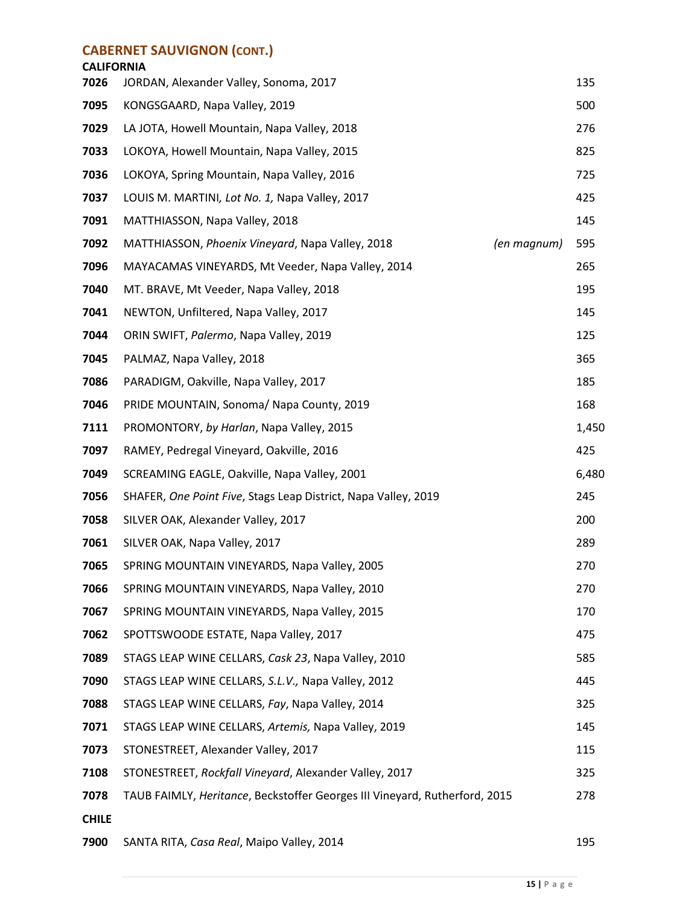## CABERNET SAUVIGNON (CONT.)

### CALIFORNIA

| | | | |
|---|---|---|---|
| **7026** | JORDAN, Alexander Valley, Sonoma, 2017 | | 135 |
| **7095** | KONGSGAARD, Napa Valley, 2019 | | 500 |
| **7029** | LA JOTA, Howell Mountain, Napa Valley, 2018 | | 276 |
| **7033** | LOKOYA, Howell Mountain, Napa Valley, 2015 | | 825 |
| **7036** | LOKOYA, Spring Mountain, Napa Valley, 2016 | | 725 |
| **7037** | LOUIS M. MARTINI*, Lot No. 1,* Napa Valley, 2017 | | 425 |
| **7091** | MATTHIASSON, Napa Valley, 2018 | | 145 |
| **7092** | MATTHIASSON, *Phoenix Vineyard*, Napa Valley, 2018 | *(en magnum)* | 595 |
| **7096** | MAYACAMAS VINEYARDS, Mt Veeder, Napa Valley, 2014 | | 265 |
| **7040** | MT. BRAVE, Mt Veeder, Napa Valley, 2018 | | 195 |
| **7041** | NEWTON, Unfiltered, Napa Valley, 2017 | | 145 |
| **7044** | ORIN SWIFT, *Palermo*, Napa Valley, 2019 | | 125 |
| **7045** | PALMAZ, Napa Valley, 2018 | | 365 |
| **7086** | PARADIGM, Oakville, Napa Valley, 2017 | | 185 |
| **7046** | PRIDE MOUNTAIN, Sonoma/ Napa County, 2019 | | 168 |
| **7111** | PROMONTORY, *by Harlan*, Napa Valley, 2015 | | 1,450 |
| **7097** | RAMEY, Pedregal Vineyard, Oakville, 2016 | | 425 |
| **7049** | SCREAMING EAGLE, Oakville, Napa Valley, 2001 | | 6,480 |
| **7056** | SHAFER, *One Point Five*, Stags Leap District, Napa Valley, 2019 | | 245 |
| **7058** | SILVER OAK, Alexander Valley, 2017 | | 200 |
| **7061** | SILVER OAK, Napa Valley, 2017 | | 289 |
| **7065** | SPRING MOUNTAIN VINEYARDS, Napa Valley, 2005 | | 270 |
| **7066** | SPRING MOUNTAIN VINEYARDS, Napa Valley, 2010 | | 270 |
| **7067** | SPRING MOUNTAIN VINEYARDS, Napa Valley, 2015 | | 170 |
| **7062** | SPOTTSWOODE ESTATE, Napa Valley, 2017 | | 475 |
| **7089** | STAGS LEAP WINE CELLARS, *Cask 23*, Napa Valley, 2010 | | 585 |
| **7090** | STAGS LEAP WINE CELLARS, *S.L.V.,* Napa Valley, 2012 | | 445 |
| **7088** | STAGS LEAP WINE CELLARS, *Fay*, Napa Valley, 2014 | | 325 |
| **7071** | STAGS LEAP WINE CELLARS, *Artemis,* Napa Valley, 2019 | | 145 |
| **7073** | STONESTREET, Alexander Valley, 2017 | | 115 |
| **7108** | STONESTREET, *Rockfall Vineyard*, Alexander Valley, 2017 | | 325 |
| **7078** | TAUB FAIMLY, *Heritance*, Beckstoffer Georges III Vineyard, Rutherford, 2015 | | 278 |

### CHILE

| | | | |
|---|---|---|---|
| **7900** | SANTA RITA, *Casa Real*, Maipo Valley, 2014 | | 195 |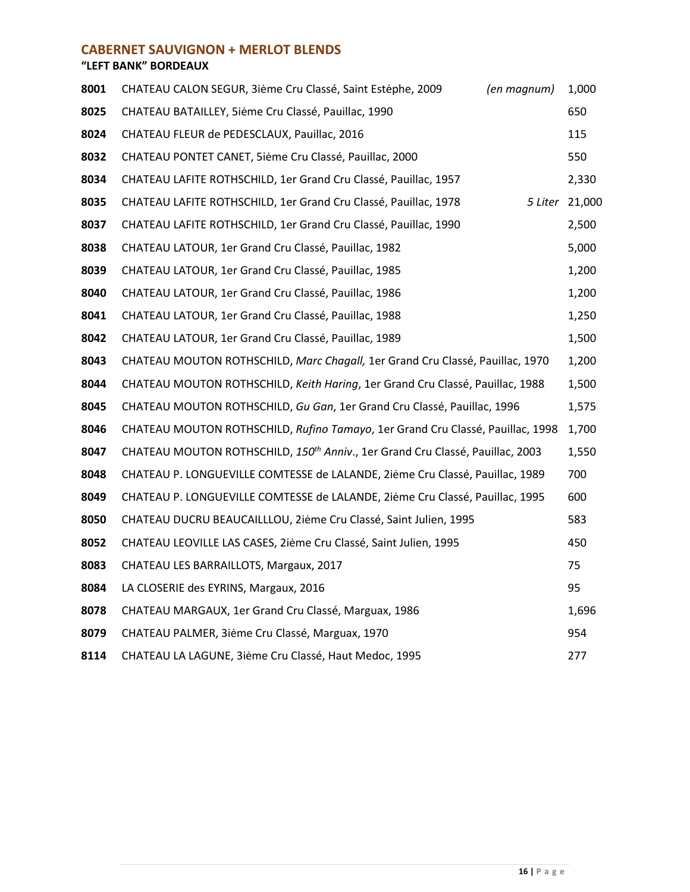## CABERNET SAUVIGNON + MERLOT BLENDS

### "LEFT BANK" BORDEAUX

| | | | |
|---|---|---|---|
| **8001** | CHATEAU CALON SEGUR, 3ième Cru Classé, Saint Estèphe, 2009 | *(en magnum)* | 1,000 |
| **8025** | CHATEAU BATAILLEY, 5ième Cru Classé, Pauillac, 1990 | | 650 |
| **8024** | CHATEAU FLEUR de PEDESCLAUX, Pauillac, 2016 | | 115 |
| **8032** | CHATEAU PONTET CANET, 5ième Cru Classé, Pauillac, 2000 | | 550 |
| **8034** | CHATEAU LAFITE ROTHSCHILD, 1er Grand Cru Classé, Pauillac, 1957 | | 2,330 |
| **8035** | CHATEAU LAFITE ROTHSCHILD, 1er Grand Cru Classé, Pauillac, 1978 | *5 Liter* | 21,000 |
| **8037** | CHATEAU LAFITE ROTHSCHILD, 1er Grand Cru Classé, Pauillac, 1990 | | 2,500 |
| **8038** | CHATEAU LATOUR, 1er Grand Cru Classé, Pauillac, 1982 | | 5,000 |
| **8039** | CHATEAU LATOUR, 1er Grand Cru Classé, Pauillac, 1985 | | 1,200 |
| **8040** | CHATEAU LATOUR, 1er Grand Cru Classé, Pauillac, 1986 | | 1,200 |
| **8041** | CHATEAU LATOUR, 1er Grand Cru Classé, Pauillac, 1988 | | 1,250 |
| **8042** | CHATEAU LATOUR, 1er Grand Cru Classé, Pauillac, 1989 | | 1,500 |
| **8043** | CHATEAU MOUTON ROTHSCHILD, *Marc Chagall,* 1er Grand Cru Classé, Pauillac, 1970 | | 1,200 |
| **8044** | CHATEAU MOUTON ROTHSCHILD, *Keith Haring*, 1er Grand Cru Classé, Pauillac, 1988 | | 1,500 |
| **8045** | CHATEAU MOUTON ROTHSCHILD, *Gu Gan*, 1er Grand Cru Classé, Pauillac, 1996 | | 1,575 |
| **8046** | CHATEAU MOUTON ROTHSCHILD, *Rufino Tamayo*, 1er Grand Cru Classé, Pauillac, 1998 | | 1,700 |
| **8047** | CHATEAU MOUTON ROTHSCHILD, *150th Anniv*., 1er Grand Cru Classé, Pauillac, 2003 | | 1,550 |
| **8048** | CHATEAU P. LONGUEVILLE COMTESSE de LALANDE, 2ième Cru Classé, Pauillac, 1989 | | 700 |
| **8049** | CHATEAU P. LONGUEVILLE COMTESSE de LALANDE, 2ième Cru Classé, Pauillac, 1995 | | 600 |
| **8050** | CHATEAU DUCRU BEAUCAILLLOU, 2ième Cru Classé, Saint Julien, 1995 | | 583 |
| **8052** | CHATEAU LEOVILLE LAS CASES, 2ième Cru Classé, Saint Julien, 1995 | | 450 |
| **8083** | CHATEAU LES BARRAILLOTS, Margaux, 2017 | | 75 |
| **8084** | LA CLOSERIE des EYRINS, Margaux, 2016 | | 95 |
| **8078** | CHATEAU MARGAUX, 1er Grand Cru Classé, Marguax, 1986 | | 1,696 |
| **8079** | CHATEAU PALMER, 3ième Cru Classé, Marguax, 1970 | | 954 |
| **8114** | CHATEAU LA LAGUNE, 3ième Cru Classé, Haut Medoc, 1995 | | 277 |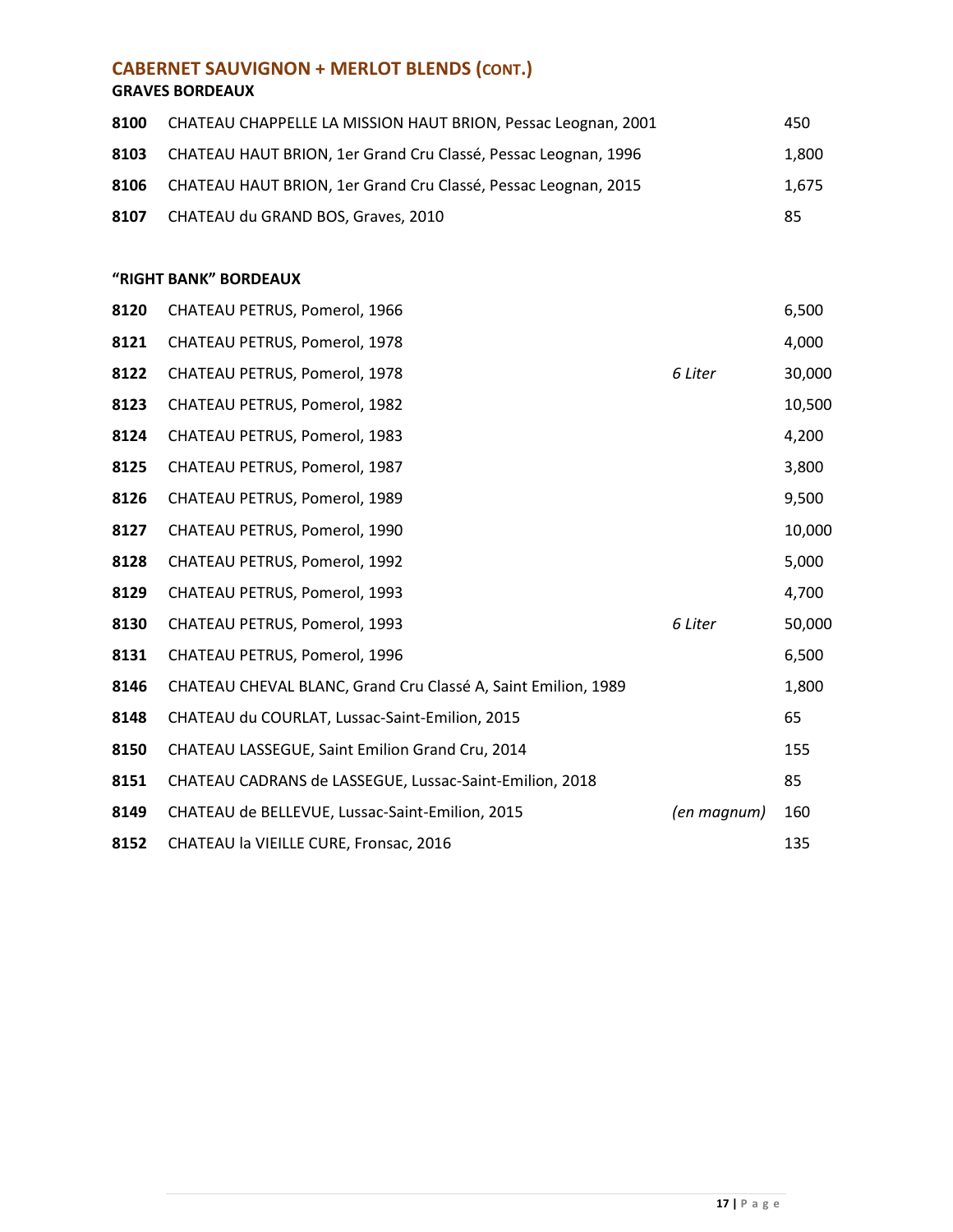## CABERNET SAUVIGNON + MERLOT BLENDS (CONT.)

### GRAVES BORDEAUX

| | | | |
|---|---|---|---|
| **8100** | CHATEAU CHAPPELLE LA MISSION HAUT BRION, Pessac Leognan, 2001 | | 450 |
| **8103** | CHATEAU HAUT BRION, 1er Grand Cru Classé, Pessac Leognan, 1996 | | 1,800 |
| **8106** | CHATEAU HAUT BRION, 1er Grand Cru Classé, Pessac Leognan, 2015 | | 1,675 |
| **8107** | CHATEAU du GRAND BOS, Graves, 2010 | | 85 |

### "RIGHT BANK" BORDEAUX

| | | | |
|---|---|---|---|
| **8120** | CHATEAU PETRUS, Pomerol, 1966 | | 6,500 |
| **8121** | CHATEAU PETRUS, Pomerol, 1978 | | 4,000 |
| **8122** | CHATEAU PETRUS, Pomerol, 1978 | *6 Liter* | 30,000 |
| **8123** | CHATEAU PETRUS, Pomerol, 1982 | | 10,500 |
| **8124** | CHATEAU PETRUS, Pomerol, 1983 | | 4,200 |
| **8125** | CHATEAU PETRUS, Pomerol, 1987 | | 3,800 |
| **8126** | CHATEAU PETRUS, Pomerol, 1989 | | 9,500 |
| **8127** | CHATEAU PETRUS, Pomerol, 1990 | | 10,000 |
| **8128** | CHATEAU PETRUS, Pomerol, 1992 | | 5,000 |
| **8129** | CHATEAU PETRUS, Pomerol, 1993 | | 4,700 |
| **8130** | CHATEAU PETRUS, Pomerol, 1993 | *6 Liter* | 50,000 |
| **8131** | CHATEAU PETRUS, Pomerol, 1996 | | 6,500 |
| **8146** | CHATEAU CHEVAL BLANC, Grand Cru Classé A, Saint Emilion, 1989 | | 1,800 |
| **8148** | CHATEAU du COURLAT, Lussac-Saint-Emilion, 2015 | | 65 |
| **8150** | CHATEAU LASSEGUE, Saint Emilion Grand Cru, 2014 | | 155 |
| **8151** | CHATEAU CADRANS de LASSEGUE, Lussac-Saint-Emilion, 2018 | | 85 |
| **8149** | CHATEAU de BELLEVUE, Lussac-Saint-Emilion, 2015 | *(en magnum)* | 160 |
| **8152** | CHATEAU la VIEILLE CURE, Fronsac, 2016 | | 135 |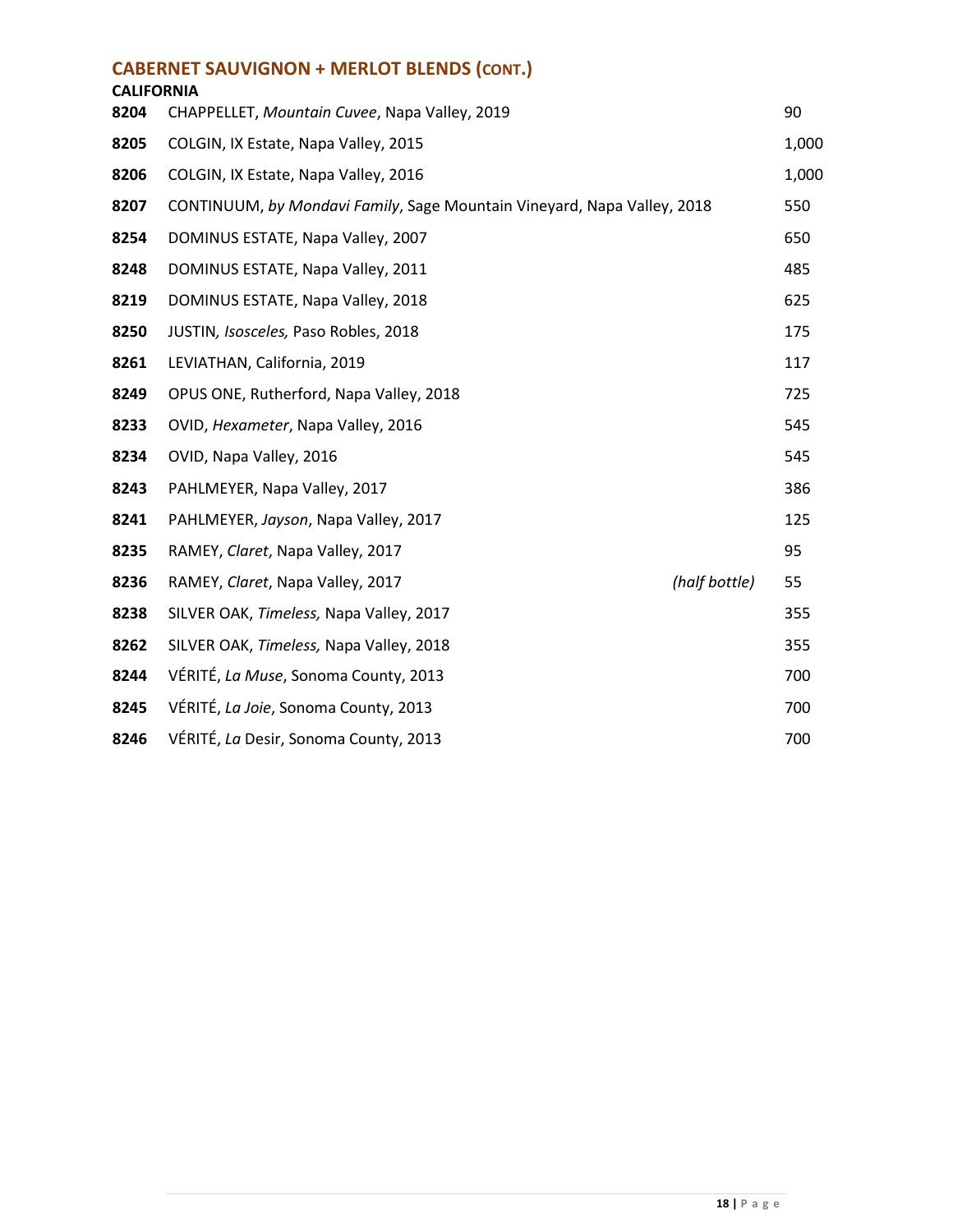## CABERNET SAUVIGNON + MERLOT BLENDS (CONT.)

### CALIFORNIA

| | | | |
|---|---|---|---|
| **8204** | CHAPPELLET, *Mountain Cuvee*, Napa Valley, 2019 | | 90 |
| **8205** | COLGIN, IX Estate, Napa Valley, 2015 | | 1,000 |
| **8206** | COLGIN, IX Estate, Napa Valley, 2016 | | 1,000 |
| **8207** | CONTINUUM, *by Mondavi Family*, Sage Mountain Vineyard, Napa Valley, 2018 | | 550 |
| **8254** | DOMINUS ESTATE, Napa Valley, 2007 | | 650 |
| **8248** | DOMINUS ESTATE, Napa Valley, 2011 | | 485 |
| **8219** | DOMINUS ESTATE, Napa Valley, 2018 | | 625 |
| **8250** | JUSTIN*, Isosceles,* Paso Robles, 2018 | | 175 |
| **8261** | LEVIATHAN, California, 2019 | | 117 |
| **8249** | OPUS ONE, Rutherford, Napa Valley, 2018 | | 725 |
| **8233** | OVID, *Hexameter*, Napa Valley, 2016 | | 545 |
| **8234** | OVID, Napa Valley, 2016 | | 545 |
| **8243** | PAHLMEYER, Napa Valley, 2017 | | 386 |
| **8241** | PAHLMEYER, *Jayson*, Napa Valley, 2017 | | 125 |
| **8235** | RAMEY, *Claret*, Napa Valley, 2017 | | 95 |
| **8236** | RAMEY, *Claret*, Napa Valley, 2017 | *(half bottle)* | 55 |
| **8238** | SILVER OAK, *Timeless,* Napa Valley, 2017 | | 355 |
| **8262** | SILVER OAK, *Timeless,* Napa Valley, 2018 | | 355 |
| **8244** | VÉRITÉ, *La Muse*, Sonoma County, 2013 | | 700 |
| **8245** | VÉRITÉ, *La Joie*, Sonoma County, 2013 | | 700 |
| **8246** | VÉRITÉ, *La* Desir, Sonoma County, 2013 | | 700 |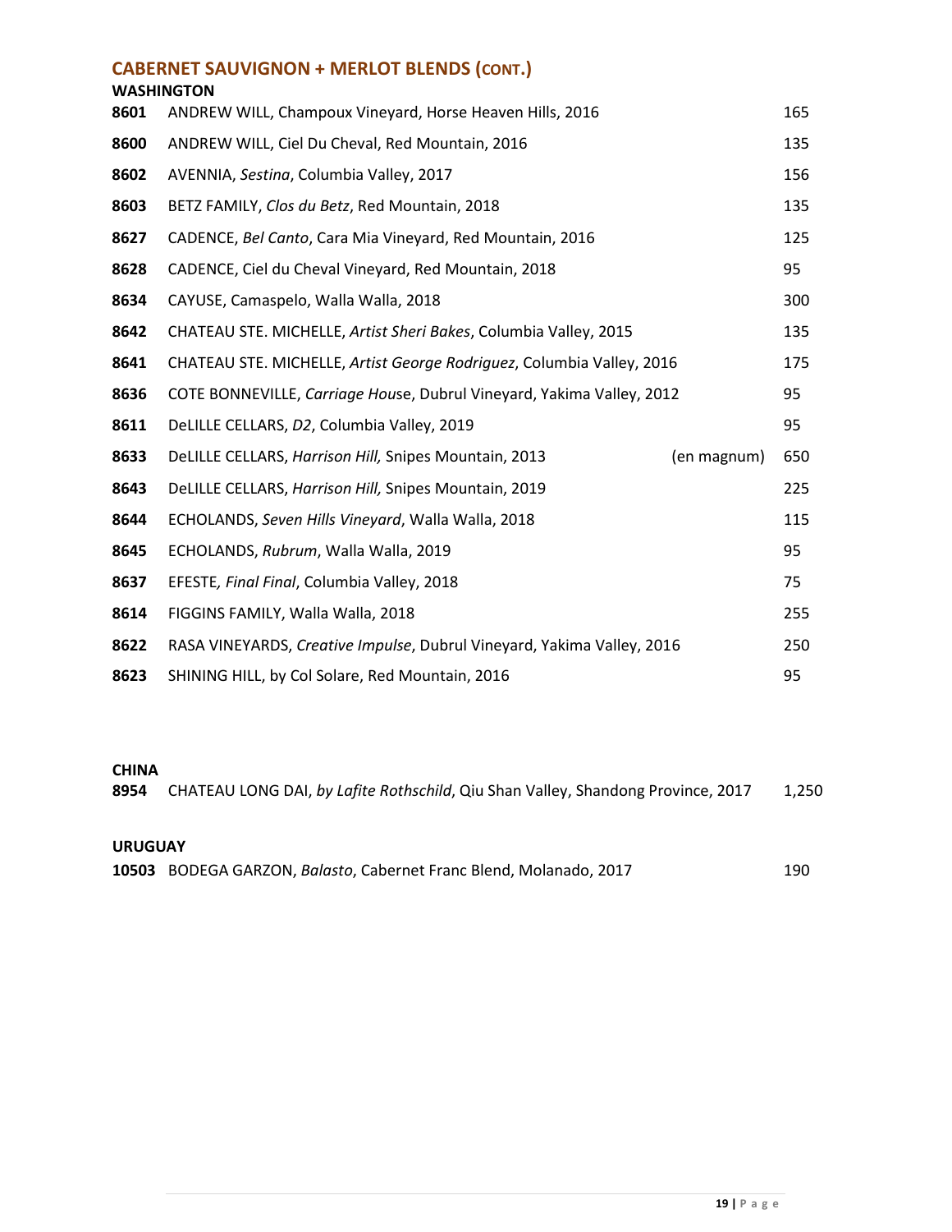## CABERNET SAUVIGNON + MERLOT BLENDS (CONT.)

### WASHINGTON

| | | |
|---|---|---|
| **8601** | ANDREW WILL, Champoux Vineyard, Horse Heaven Hills, 2016 | 165 |
| **8600** | ANDREW WILL, Ciel Du Cheval, Red Mountain, 2016 | 135 |
| **8602** | AVENNIA, *Sestina*, Columbia Valley, 2017 | 156 |
| **8603** | BETZ FAMILY, *Clos du Betz*, Red Mountain, 2018 | 135 |
| **8627** | CADENCE, *Bel Canto*, Cara Mia Vineyard, Red Mountain, 2016 | 125 |
| **8628** | CADENCE, Ciel du Cheval Vineyard, Red Mountain, 2018 | 95 |
| **8634** | CAYUSE, Camaspelo, Walla Walla, 2018 | 300 |
| **8642** | CHATEAU STE. MICHELLE, *Artist Sheri Bakes*, Columbia Valley, 2015 | 135 |
| **8641** | CHATEAU STE. MICHELLE, *Artist George Rodriguez*, Columbia Valley, 2016 | 175 |
| **8636** | COTE BONNEVILLE, *Carriage Hou*se, Dubrul Vineyard, Yakima Valley, 2012 | 95 |
| **8611** | DeLILLE CELLARS, *D2*, Columbia Valley, 2019 | 95 |
| **8633** | DeLILLE CELLARS, *Harrison Hill,* Snipes Mountain, 2013 (en magnum) | 650 |
| **8643** | DeLILLE CELLARS, *Harrison Hill,* Snipes Mountain, 2019 | 225 |
| **8644** | ECHOLANDS, *Seven Hills Vineyard*, Walla Walla, 2018 | 115 |
| **8645** | ECHOLANDS, *Rubrum*, Walla Walla, 2019 | 95 |
| **8637** | EFESTE*, Final Final*, Columbia Valley, 2018 | 75 |
| **8614** | FIGGINS FAMILY, Walla Walla, 2018 | 255 |
| **8622** | RASA VINEYARDS, *Creative Impulse*, Dubrul Vineyard, Yakima Valley, 2016 | 250 |
| **8623** | SHINING HILL, by Col Solare, Red Mountain, 2016 | 95 |

### CHINA

| | | |
|---|---|---|
| **8954** | CHATEAU LONG DAI, *by Lafite Rothschild*, Qiu Shan Valley, Shandong Province, 2017 | 1,250 |

### URUGUAY

| | | |
|---|---|---|
| **10503** | BODEGA GARZON, *Balasto*, Cabernet Franc Blend, Molanado, 2017 | 190 |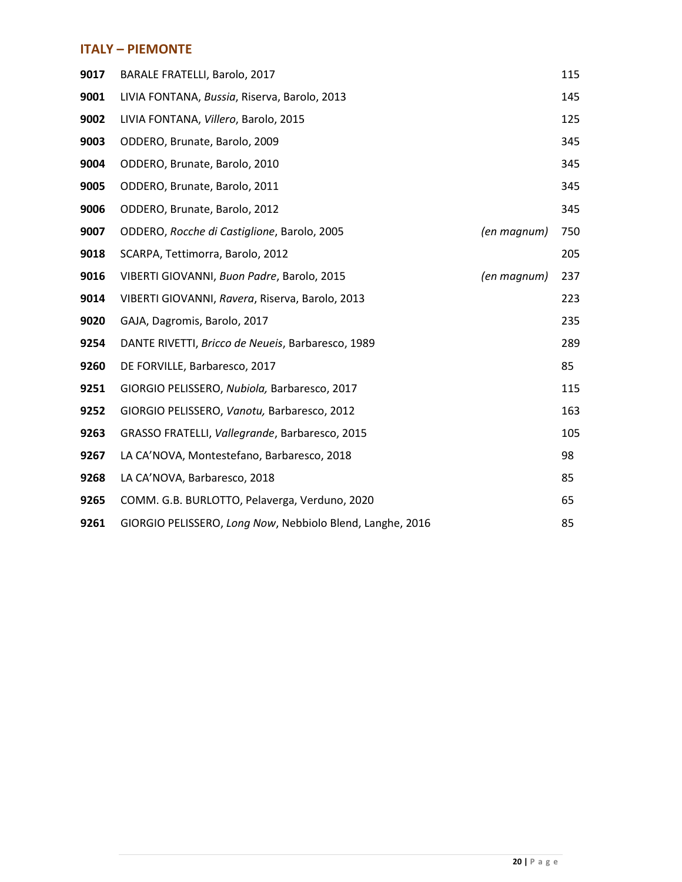## ITALY – PIEMONTE

| | | | |
|---|---|---|---|
| **9017** | BARALE FRATELLI, Barolo, 2017 | | 115 |
| **9001** | LIVIA FONTANA, *Bussia*, Riserva, Barolo, 2013 | | 145 |
| **9002** | LIVIA FONTANA, *Villero*, Barolo, 2015 | | 125 |
| **9003** | ODDERO, Brunate, Barolo, 2009 | | 345 |
| **9004** | ODDERO, Brunate, Barolo, 2010 | | 345 |
| **9005** | ODDERO, Brunate, Barolo, 2011 | | 345 |
| **9006** | ODDERO, Brunate, Barolo, 2012 | | 345 |
| **9007** | ODDERO, *Rocche di Castiglione*, Barolo, 2005 | *(en magnum)* | 750 |
| **9018** | SCARPA, Tettimorra, Barolo, 2012 | | 205 |
| **9016** | VIBERTI GIOVANNI, *Buon Padre*, Barolo, 2015 | *(en magnum)* | 237 |
| **9014** | VIBERTI GIOVANNI, *Ravera*, Riserva, Barolo, 2013 | | 223 |
| **9020** | GAJA, Dagromis, Barolo, 2017 | | 235 |
| **9254** | DANTE RIVETTI, *Bricco de Neueis*, Barbaresco, 1989 | | 289 |
| **9260** | DE FORVILLE, Barbaresco, 2017 | | 85 |
| **9251** | GIORGIO PELISSERO, *Nubiola,* Barbaresco, 2017 | | 115 |
| **9252** | GIORGIO PELISSERO, *Vanotu,* Barbaresco, 2012 | | 163 |
| **9263** | GRASSO FRATELLI, *Vallegrande*, Barbaresco, 2015 | | 105 |
| **9267** | LA CA'NOVA, Montestefano, Barbaresco, 2018 | | 98 |
| **9268** | LA CA'NOVA, Barbaresco, 2018 | | 85 |
| **9265** | COMM. G.B. BURLOTTO, Pelaverga, Verduno, 2020 | | 65 |
| **9261** | GIORGIO PELISSERO, *Long Now*, Nebbiolo Blend, Langhe, 2016 | | 85 |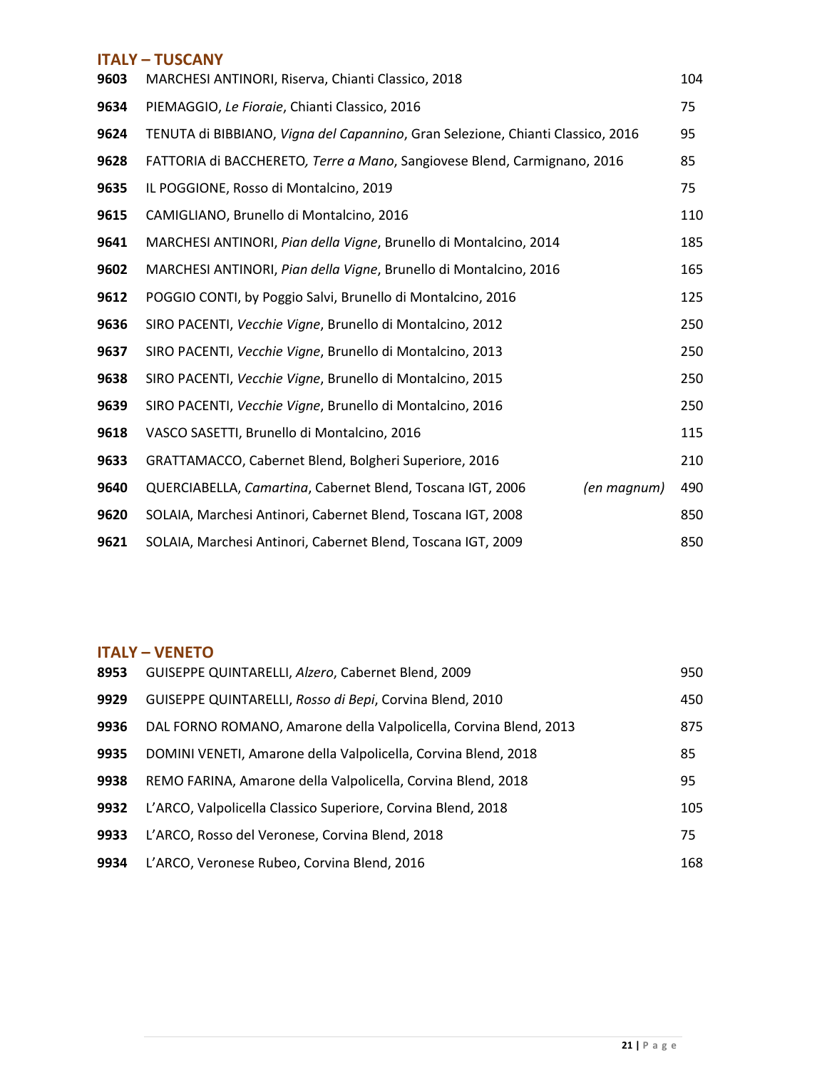## ITALY – TUSCANY

| | | | |
|---|---|---|---|
| **9603** | MARCHESI ANTINORI, Riserva, Chianti Classico, 2018 | | 104 |
| **9634** | PIEMAGGIO, *Le Fioraie*, Chianti Classico, 2016 | | 75 |
| **9624** | TENUTA di BIBBIANO, *Vigna del Capannino*, Gran Selezione, Chianti Classico, 2016 | | 95 |
| **9628** | FATTORIA di BACCHERETO*, Terre a Mano*, Sangiovese Blend, Carmignano, 2016 | | 85 |
| **9635** | IL POGGIONE, Rosso di Montalcino, 2019 | | 75 |
| **9615** | CAMIGLIANO, Brunello di Montalcino, 2016 | | 110 |
| **9641** | MARCHESI ANTINORI, *Pian della Vigne*, Brunello di Montalcino, 2014 | | 185 |
| **9602** | MARCHESI ANTINORI, *Pian della Vigne*, Brunello di Montalcino, 2016 | | 165 |
| **9612** | POGGIO CONTI, by Poggio Salvi, Brunello di Montalcino, 2016 | | 125 |
| **9636** | SIRO PACENTI, *Vecchie Vigne*, Brunello di Montalcino, 2012 | | 250 |
| **9637** | SIRO PACENTI, *Vecchie Vigne*, Brunello di Montalcino, 2013 | | 250 |
| **9638** | SIRO PACENTI, *Vecchie Vigne*, Brunello di Montalcino, 2015 | | 250 |
| **9639** | SIRO PACENTI, *Vecchie Vigne*, Brunello di Montalcino, 2016 | | 250 |
| **9618** | VASCO SASETTI, Brunello di Montalcino, 2016 | | 115 |
| **9633** | GRATTAMACCO, Cabernet Blend, Bolgheri Superiore, 2016 | | 210 |
| **9640** | QUERCIABELLA, *Camartina*, Cabernet Blend, Toscana IGT, 2006 | *(en magnum)* | 490 |
| **9620** | SOLAIA, Marchesi Antinori, Cabernet Blend, Toscana IGT, 2008 | | 850 |
| **9621** | SOLAIA, Marchesi Antinori, Cabernet Blend, Toscana IGT, 2009 | | 850 |

## ITALY – VENETO

| | | |
|---|---|---|
| **8953** | GUISEPPE QUINTARELLI, *Alzero*, Cabernet Blend, 2009 | 950 |
| **9929** | GUISEPPE QUINTARELLI, *Rosso di Bepi*, Corvina Blend, 2010 | 450 |
| **9936** | DAL FORNO ROMANO, Amarone della Valpolicella, Corvina Blend, 2013 | 875 |
| **9935** | DOMINI VENETI, Amarone della Valpolicella, Corvina Blend, 2018 | 85 |
| **9938** | REMO FARINA, Amarone della Valpolicella, Corvina Blend, 2018 | 95 |
| **9932** | L'ARCO, Valpolicella Classico Superiore, Corvina Blend, 2018 | 105 |
| **9933** | L'ARCO, Rosso del Veronese, Corvina Blend, 2018 | 75 |
| **9934** | L'ARCO, Veronese Rubeo, Corvina Blend, 2016 | 168 |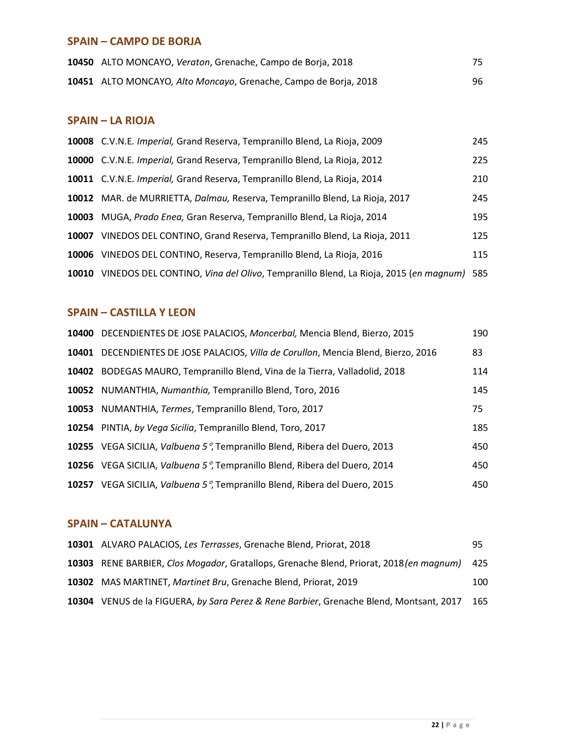## SPAIN – CAMPO DE BORJA

| | | |
|---|---|---|
| **10450** | ALTO MONCAYO, *Veraton*, Grenache, Campo de Borja, 2018 | 75 |
| **10451** | ALTO MONCAYO*, Alto Moncayo*, Grenache, Campo de Borja, 2018 | 96 |

## SPAIN – LA RIOJA

| | | |
|---|---|---|
| **10008** | C.V.N.E. *Imperial,* Grand Reserva, Tempranillo Blend, La Rioja, 2009 | 245 |
| **10000** | C.V.N.E. *Imperial,* Grand Reserva, Tempranillo Blend, La Rioja, 2012 | 225 |
| **10011** | C.V.N.E. *Imperial,* Grand Reserva, Tempranillo Blend, La Rioja, 2014 | 210 |
| **10012** | MAR. de MURRIETTA, *Dalmau,* Reserva, Tempranillo Blend, La Rioja, 2017 | 245 |
| **10003** | MUGA, *Prado Enea,* Gran Reserva, Tempranillo Blend, La Rioja, 2014 | 195 |
| **10007** | VINEDOS DEL CONTINO, Grand Reserva, Tempranillo Blend, La Rioja, 2011 | 125 |
| **10006** | VINEDOS DEL CONTINO, Reserva, Tempranillo Blend, La Rioja, 2016 | 115 |
| **10010** | VINEDOS DEL CONTINO, *Vina del Olivo*, Tempranillo Blend, La Rioja, 2015 (*en magnum)* | 585 |

## SPAIN – CASTILLA Y LEON

| | | |
|---|---|---|
| **10400** | DECENDIENTES DE JOSE PALACIOS, *Moncerbal,* Mencia Blend, Bierzo, 2015 | 190 |
| **10401** | DECENDIENTES DE JOSE PALACIOS, *Villa de Corullon*, Mencia Blend, Bierzo, 2016 | 83 |
| **10402** | BODEGAS MAURO, Tempranillo Blend, Vina de la Tierra, Valladolid, 2018 | 114 |
| **10052** | NUMANTHIA, *Numanthia,* Tempranillo Blend, Toro, 2016 | 145 |
| **10053** | NUMANTHIA, *Termes*, Tempranillo Blend, Toro, 2017 | 75 |
| **10254** | PINTIA, *by Vega Sicilia*, Tempranillo Blend, Toro, 2017 | 185 |
| **10255** | VEGA SICILIA, *Valbuena 5°*, Tempranillo Blend, Ribera del Duero, 2013 | 450 |
| **10256** | VEGA SICILIA, *Valbuena 5°,* Tempranillo Blend, Ribera del Duero, 2014 | 450 |
| **10257** | VEGA SICILIA, *Valbuena 5°*, Tempranillo Blend, Ribera del Duero, 2015 | 450 |

## SPAIN – CATALUNYA

| | | |
|---|---|---|
| **10301** | ALVARO PALACIOS, *Les Terrasses*, Grenache Blend, Priorat, 2018 | 95 |
| **10303** | RENE BARBIER, *Clos Mogador*, Gratallops, Grenache Blend, Priorat, 2018 *(en magnum)* | 425 |
| **10302** | MAS MARTINET, *Martinet Bru*, Grenache Blend, Priorat, 2019 | 100 |
| **10304** | VENUS de la FIGUERA, *by Sara Perez & Rene Barbier*, Grenache Blend, Montsant, 2017 | 165 |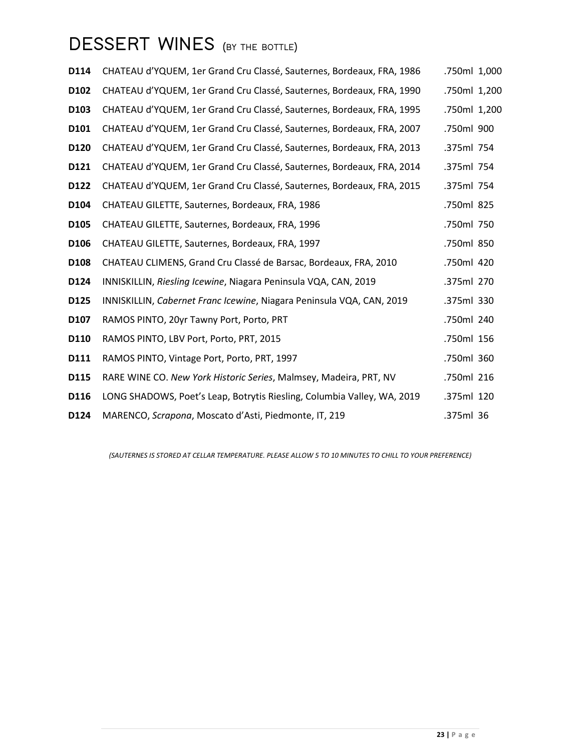# DESSERT WINES (BY THE BOTTLE)

| | | | |
|---|---|---|---|
| **D114** | CHATEAU d'YQUEM, 1er Grand Cru Classé, Sauternes, Bordeaux, FRA, 1986 | .750ml | 1,000 |
| **D102** | CHATEAU d'YQUEM, 1er Grand Cru Classé, Sauternes, Bordeaux, FRA, 1990 | .750ml | 1,200 |
| **D103** | CHATEAU d'YQUEM, 1er Grand Cru Classé, Sauternes, Bordeaux, FRA, 1995 | .750ml | 1,200 |
| **D101** | CHATEAU d'YQUEM, 1er Grand Cru Classé, Sauternes, Bordeaux, FRA, 2007 | .750ml | 900 |
| **D120** | CHATEAU d'YQUEM, 1er Grand Cru Classé, Sauternes, Bordeaux, FRA, 2013 | .375ml | 754 |
| **D121** | CHATEAU d'YQUEM, 1er Grand Cru Classé, Sauternes, Bordeaux, FRA, 2014 | .375ml | 754 |
| **D122** | CHATEAU d'YQUEM, 1er Grand Cru Classé, Sauternes, Bordeaux, FRA, 2015 | .375ml | 754 |
| **D104** | CHATEAU GILETTE, Sauternes, Bordeaux, FRA, 1986 | .750ml | 825 |
| **D105** | CHATEAU GILETTE, Sauternes, Bordeaux, FRA, 1996 | .750ml | 750 |
| **D106** | CHATEAU GILETTE, Sauternes, Bordeaux, FRA, 1997 | .750ml | 850 |
| **D108** | CHATEAU CLIMENS, Grand Cru Classé de Barsac, Bordeaux, FRA, 2010 | .750ml | 420 |
| **D124** | INNISKILLIN, *Riesling Icewine*, Niagara Peninsula VQA, CAN, 2019 | .375ml | 270 |
| **D125** | INNISKILLIN, *Cabernet Franc Icewine*, Niagara Peninsula VQA, CAN, 2019 | .375ml | 330 |
| **D107** | RAMOS PINTO, 20yr Tawny Port, Porto, PRT | .750ml | 240 |
| **D110** | RAMOS PINTO, LBV Port, Porto, PRT, 2015 | .750ml | 156 |
| **D111** | RAMOS PINTO, Vintage Port, Porto, PRT, 1997 | .750ml | 360 |
| **D115** | RARE WINE CO. *New York Historic Series*, Malmsey, Madeira, PRT, NV | .750ml | 216 |
| **D116** | LONG SHADOWS, Poet's Leap, Botrytis Riesling, Columbia Valley, WA, 2019 | .375ml | 120 |
| **D124** | MARENCO, *Scrapona*, Moscato d'Asti, Piedmonte, IT, 219 | .375ml | 36 |

*(SAUTERNES IS STORED AT CELLAR TEMPERATURE. PLEASE ALLOW 5 TO 10 MINUTES TO CHILL TO YOUR PREFERENCE)*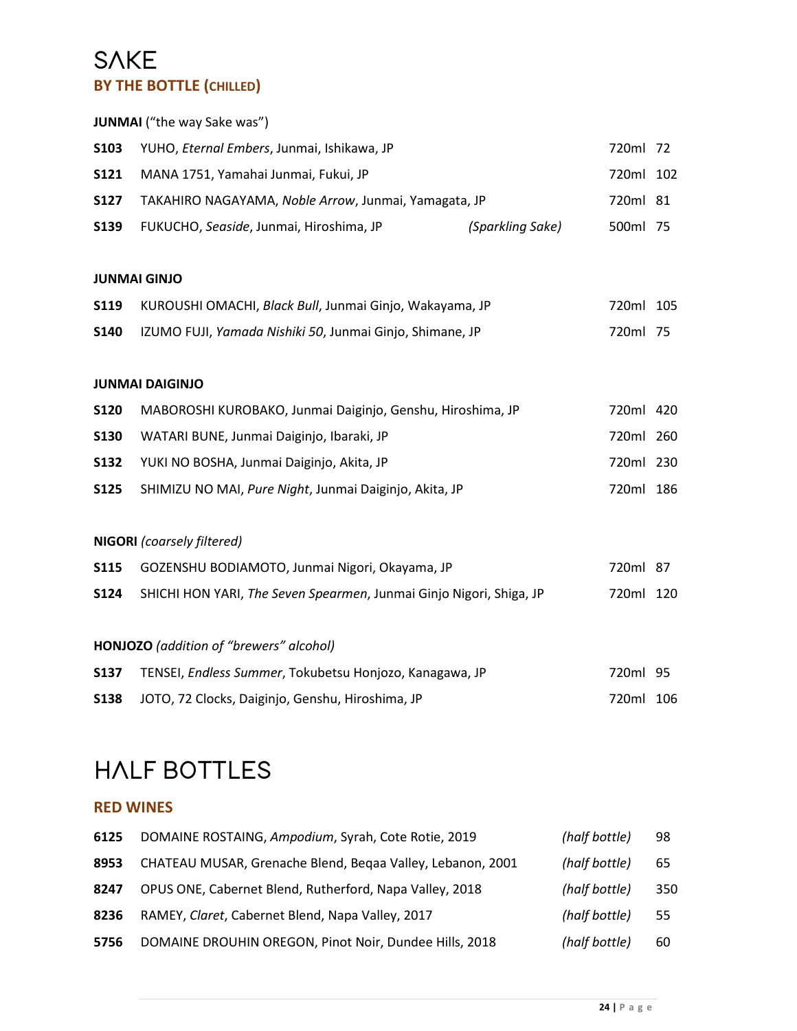# SAKE

## BY THE BOTTLE (CHILLED)

**JUNMAI** ("the way Sake was")

| | | | | |
|---|---|---|---|---|
| **S103** | YUHO, *Eternal Embers*, Junmai, Ishikawa, JP | | 720ml | 72 |
| **S121** | MANA 1751, Yamahai Junmai, Fukui, JP | | 720ml | 102 |
| **S127** | TAKAHIRO NAGAYAMA, *Noble Arrow*, Junmai, Yamagata, JP | | 720ml | 81 |
| **S139** | FUKUCHO, *Seaside*, Junmai, Hiroshima, JP | *(Sparkling Sake)* | 500ml | 75 |

**JUNMAI GINJO**

| | | | |
|---|---|---|---|
| **S119** | KUROUSHI OMACHI, *Black Bull*, Junmai Ginjo, Wakayama, JP | 720ml | 105 |
| **S140** | IZUMO FUJI, *Yamada Nishiki 50*, Junmai Ginjo, Shimane, JP | 720ml | 75 |

**JUNMAI DAIGINJO**

| | | | |
|---|---|---|---|
| **S120** | MABOROSHI KUROBAKO, Junmai Daiginjo, Genshu, Hiroshima, JP | 720ml | 420 |
| **S130** | WATARI BUNE, Junmai Daiginjo, Ibaraki, JP | 720ml | 260 |
| **S132** | YUKI NO BOSHA, Junmai Daiginjo, Akita, JP | 720ml | 230 |
| **S125** | SHIMIZU NO MAI, *Pure Night*, Junmai Daiginjo, Akita, JP | 720ml | 186 |

**NIGORI** *(coarsely filtered)*

| | | | |
|---|---|---|---|
| **S115** | GOZENSHU BODIAMOTO, Junmai Nigori, Okayama, JP | 720ml | 87 |
| **S124** | SHICHI HON YARI, *The Seven Spearmen*, Junmai Ginjo Nigori, Shiga, JP | 720ml | 120 |

**HONJOZO** *(addition of "brewers" alcohol)*

| | | | |
|---|---|---|---|
| **S137** | TENSEI, *Endless Summer*, Tokubetsu Honjozo, Kanagawa, JP | 720ml | 95 |
| **S138** | JOTO, 72 Clocks, Daiginjo, Genshu, Hiroshima, JP | 720ml | 106 |

# HALF BOTTLES

## RED WINES

| | | | |
|---|---|---|---|
| **6125** | DOMAINE ROSTAING, *Ampodium*, Syrah, Cote Rotie, 2019 | *(half bottle)* | 98 |
| **8953** | CHATEAU MUSAR, Grenache Blend, Beqaa Valley, Lebanon, 2001 | *(half bottle)* | 65 |
| **8247** | OPUS ONE, Cabernet Blend, Rutherford, Napa Valley, 2018 | *(half bottle)* | 350 |
| **8236** | RAMEY, *Claret*, Cabernet Blend, Napa Valley, 2017 | *(half bottle)* | 55 |
| **5756** | DOMAINE DROUHIN OREGON, Pinot Noir, Dundee Hills, 2018 | *(half bottle)* | 60 |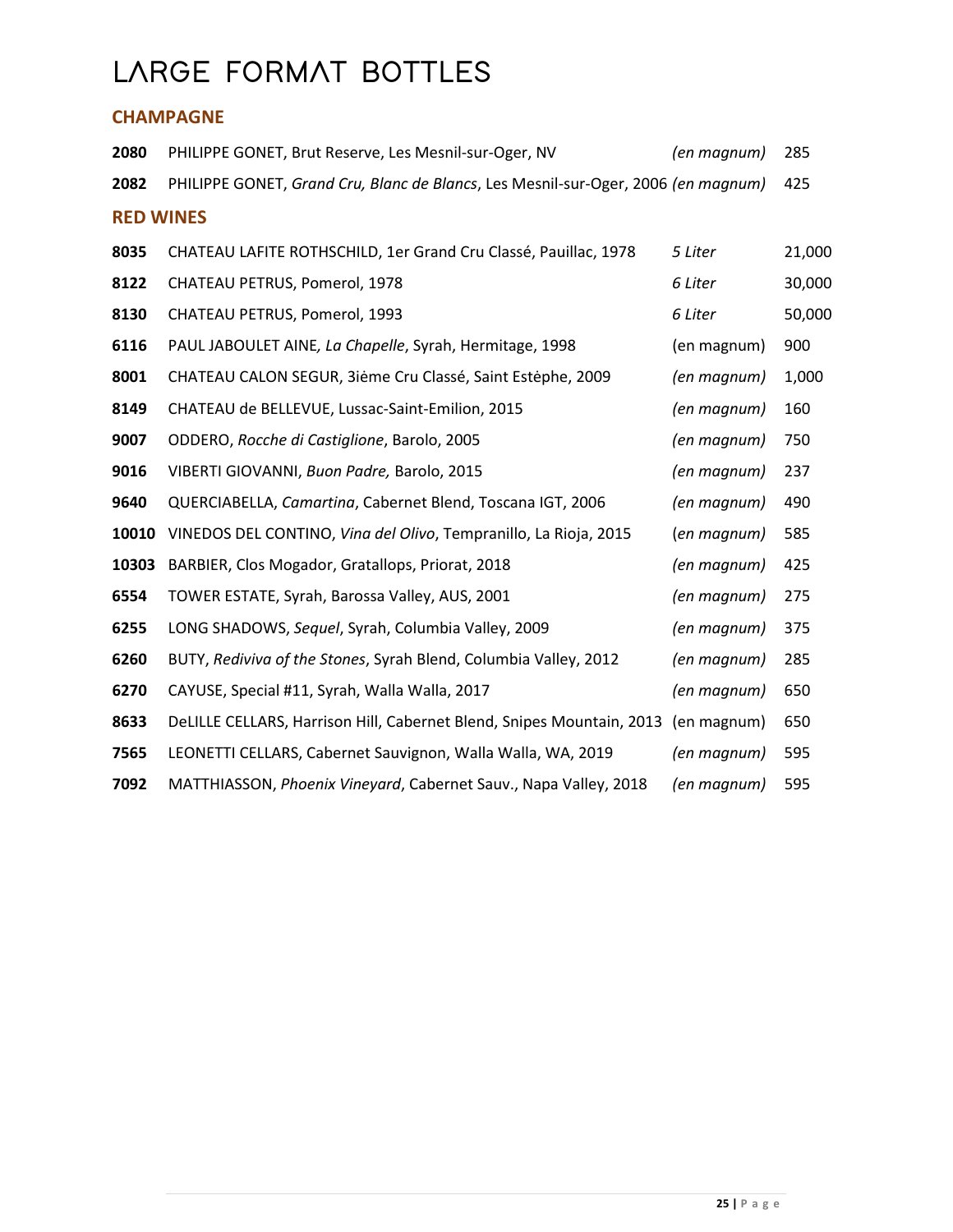# LARGE FORMAT BOTTLES

## CHAMPAGNE

| | | | |
|---|---|---|---|
| **2080** | PHILIPPE GONET, Brut Reserve, Les Mesnil-sur-Oger, NV | *(en magnum)* | 285 |
| **2082** | PHILIPPE GONET, *Grand Cru, Blanc de Blancs*, Les Mesnil-sur-Oger, 2006 | *(en magnum)* | 425 |

## RED WINES

| | | | |
|---|---|---|---|
| **8035** | CHATEAU LAFITE ROTHSCHILD, 1er Grand Cru Classé, Pauillac, 1978 | *5 Liter* | 21,000 |
| **8122** | CHATEAU PETRUS, Pomerol, 1978 | *6 Liter* | 30,000 |
| **8130** | CHATEAU PETRUS, Pomerol, 1993 | *6 Liter* | 50,000 |
| **6116** | PAUL JABOULET AINE*, La Chapelle*, Syrah, Hermitage, 1998 | (en magnum) | 900 |
| **8001** | CHATEAU CALON SEGUR, 3ième Cru Classé, Saint Estèphe, 2009 | *(en magnum)* | 1,000 |
| **8149** | CHATEAU de BELLEVUE, Lussac-Saint-Emilion, 2015 | *(en magnum)* | 160 |
| **9007** | ODDERO, *Rocche di Castiglione*, Barolo, 2005 | *(en magnum)* | 750 |
| **9016** | VIBERTI GIOVANNI, *Buon Padre,* Barolo, 2015 | *(en magnum)* | 237 |
| **9640** | QUERCIABELLA, *Camartina*, Cabernet Blend, Toscana IGT, 2006 | *(en magnum)* | 490 |
| **10010** | VINEDOS DEL CONTINO, *Vina del Olivo*, Tempranillo, La Rioja, 2015 | (*en magnum)* | 585 |
| **10303** | BARBIER, Clos Mogador, Gratallops, Priorat, 2018 | *(en magnum)* | 425 |
| **6554** | TOWER ESTATE, Syrah, Barossa Valley, AUS, 2001 | *(en magnum)* | 275 |
| **6255** | LONG SHADOWS, *Sequel*, Syrah, Columbia Valley, 2009 | *(en magnum)* | 375 |
| **6260** | BUTY, *Rediviva of the Stones*, Syrah Blend, Columbia Valley, 2012 | *(en magnum)* | 285 |
| **6270** | CAYUSE, Special #11, Syrah, Walla Walla, 2017 | *(en magnum)* | 650 |
| **8633** | DeLILLE CELLARS, Harrison Hill, Cabernet Blend, Snipes Mountain, 2013 | (en magnum) | 650 |
| **7565** | LEONETTI CELLARS, Cabernet Sauvignon, Walla Walla, WA, 2019 | *(en magnum)* | 595 |
| **7092** | MATTHIASSON, *Phoenix Vineyard*, Cabernet Sauv., Napa Valley, 2018 | *(en magnum)* | 595 |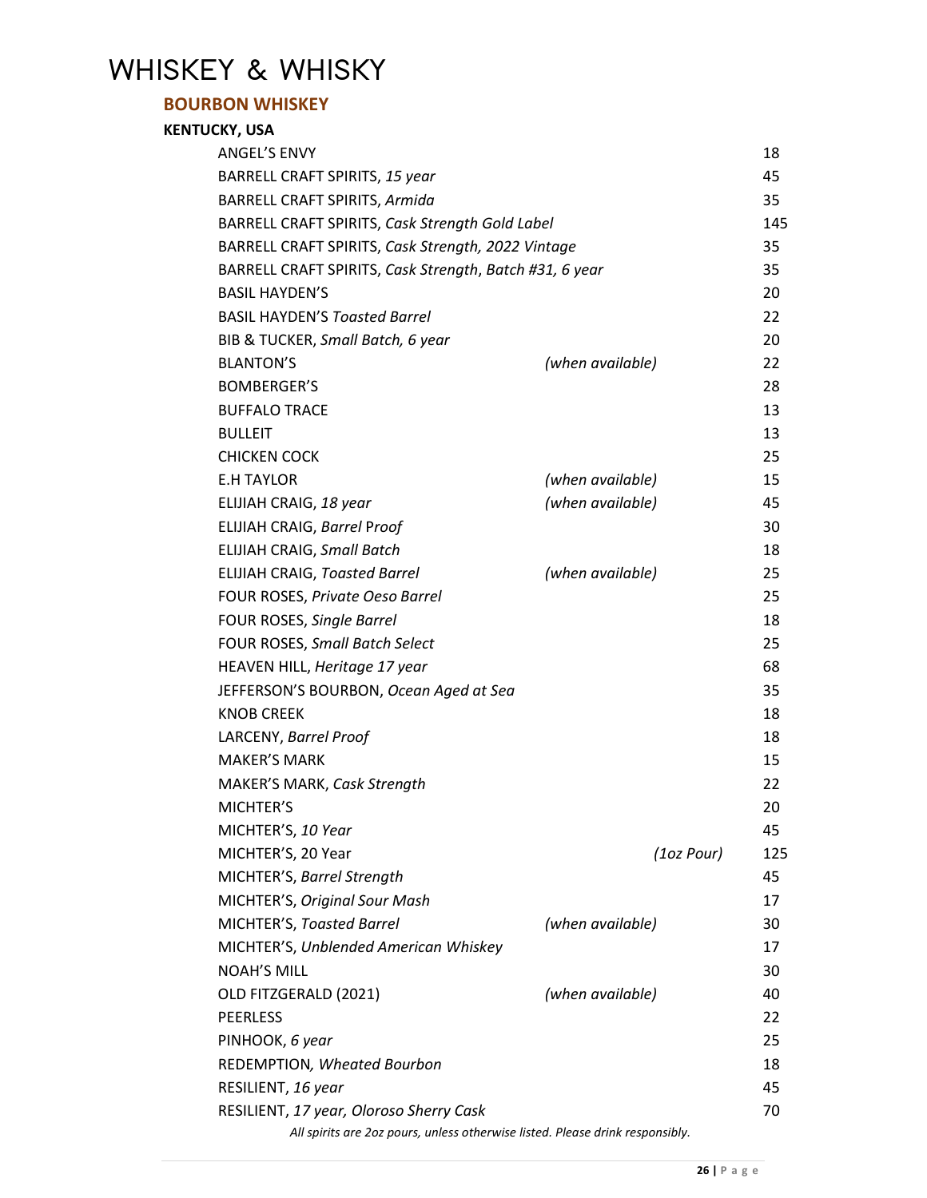# WHISKEY & WHISKY

## BOURBON WHISKEY

### KENTUCKY, USA

| | | |
|---|---|---|
| ANGEL'S ENVY | | 18 |
| BARRELL CRAFT SPIRITS, *15 year* | | 45 |
| BARRELL CRAFT SPIRITS, *Armida* | | 35 |
| BARRELL CRAFT SPIRITS, *Cask Strength Gold Label* | | 145 |
| BARRELL CRAFT SPIRITS, *Cask Strength, 2022 Vintage* | | 35 |
| BARRELL CRAFT SPIRITS, *Cask Strength*, *Batch #31, 6 year* | | 35 |
| BASIL HAYDEN'S | | 20 |
| BASIL HAYDEN'S *Toasted Barrel* | | 22 |
| BIB & TUCKER, *Small Batch, 6 year* | | 20 |
| BLANTON'S | *(when available)* | 22 |
| BOMBERGER'S | | 28 |
| BUFFALO TRACE | | 13 |
| BULLEIT | | 13 |
| CHICKEN COCK | | 25 |
| E.H TAYLOR | *(when available)* | 15 |
| ELIJIAH CRAIG, *18 year* | *(when available)* | 45 |
| ELIJIAH CRAIG, *Barrel* Proof | | 30 |
| ELIJIAH CRAIG, *Small Batch* | | 18 |
| ELIJIAH CRAIG, *Toasted Barrel* | *(when available)* | 25 |
| FOUR ROSES, *Private Oeso Barrel* | | 25 |
| FOUR ROSES, *Single Barrel* | | 18 |
| FOUR ROSES, *Small Batch Select* | | 25 |
| HEAVEN HILL, *Heritage 17 year* | | 68 |
| JEFFERSON'S BOURBON, *Ocean Aged at Sea* | | 35 |
| KNOB CREEK | | 18 |
| LARCENY, *Barrel Proof* | | 18 |
| MAKER'S MARK | | 15 |
| MAKER'S MARK, *Cask Strength* | | 22 |
| MICHTER'S | | 20 |
| MICHTER'S, *10 Year* | | 45 |
| MICHTER'S, 20 Year | *(1oz Pour)* | 125 |
| MICHTER'S, *Barrel Strength* | | 45 |
| MICHTER'S, *Original Sour Mash* | | 17 |
| MICHTER'S, *Toasted Barrel* | *(when available)* | 30 |
| MICHTER'S, *Unblended American Whiskey* | | 17 |
| NOAH'S MILL | | 30 |
| OLD FITZGERALD (2021) | *(when available)* | 40 |
| PEERLESS | | 22 |
| PINHOOK, *6 year* | | 25 |
| REDEMPTION*, Wheated Bourbon* | | 18 |
| RESILIENT, *16 year* | | 45 |
| RESILIENT, *17 year, Oloroso Sherry Cask* | | 70 |

*All spirits are 2oz pours, unless otherwise listed. Please drink responsibly.*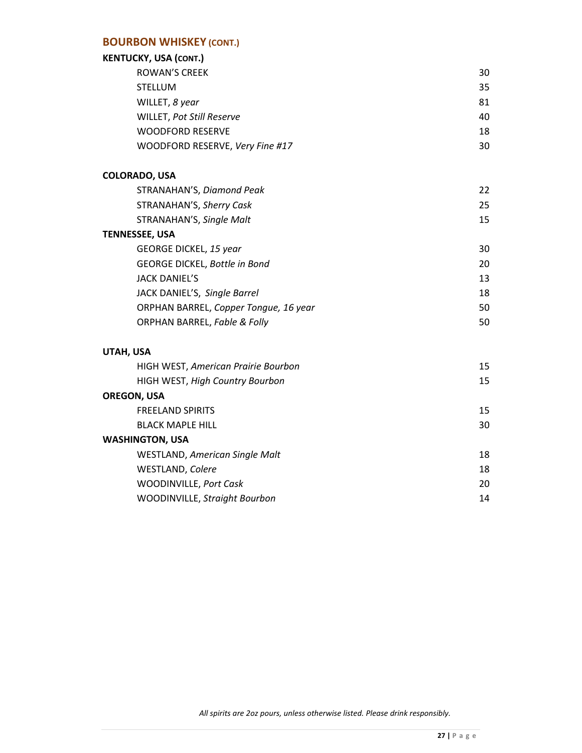## BOURBON WHISKEY (CONT.)

### KENTUCKY, USA (CONT.)

| | |
|---|---|
| ROWAN'S CREEK | 30 |
| STELLUM | 35 |
| WILLET, *8 year* | 81 |
| WILLET, *Pot Still Reserve* | 40 |
| WOODFORD RESERVE | 18 |
| WOODFORD RESERVE, *Very Fine #17* | 30 |

### COLORADO, USA

| | |
|---|---|
| STRANAHAN'S, *Diamond Peak* | 22 |
| STRANAHAN'S, *Sherry Cask* | 25 |
| STRANAHAN'S, *Single Malt* | 15 |

### TENNESSEE, USA

| | |
|---|---|
| GEORGE DICKEL, *15 year* | 30 |
| GEORGE DICKEL, *Bottle in Bond* | 20 |
| JACK DANIEL'S | 13 |
| JACK DANIEL'S, *Single Barrel* | 18 |
| ORPHAN BARREL, *Copper Tongue, 16 year* | 50 |
| ORPHAN BARREL, *Fable & Folly* | 50 |

### UTAH, USA

| | |
|---|---|
| HIGH WEST, *American Prairie Bourbon* | 15 |
| HIGH WEST, *High Country Bourbon* | 15 |

### OREGON, USA

| | |
|---|---|
| FREELAND SPIRITS | 15 |
| BLACK MAPLE HILL | 30 |

### WASHINGTON, USA

| | |
|---|---|
| WESTLAND, *American Single Malt* | 18 |
| WESTLAND, *Colere* | 18 |
| WOODINVILLE, *Port Cask* | 20 |
| WOODINVILLE, *Straight Bourbon* | 14 |

*All spirits are 2oz pours, unless otherwise listed. Please drink responsibly.*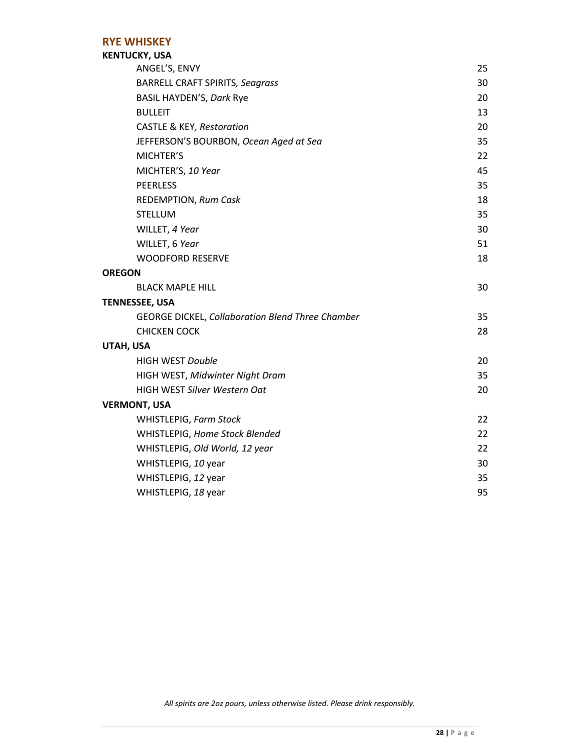## RYE WHISKEY

**KENTUCKY, USA**

| | |
|---|---|
| ANGEL'S, ENVY | 25 |
| BARRELL CRAFT SPIRITS*, Seagrass* | 30 |
| BASIL HAYDEN'S, *Dark* Rye | 20 |
| BULLEIT | 13 |
| CASTLE & KEY*, Restoration* | 20 |
| JEFFERSON'S BOURBON, *Ocean Aged at Sea* | 35 |
| MICHTER'S | 22 |
| MICHTER'S, *10 Year* | 45 |
| PEERLESS | 35 |
| REDEMPTION, *Rum Cask* | 18 |
| STELLUM | 35 |
| WILLET, *4 Year* | 30 |
| WILLET, 6 *Year* | 51 |
| WOODFORD RESERVE | 18 |
| **OREGON** | |
| BLACK MAPLE HILL | 30 |
| **TENNESSEE, USA** | |
| GEORGE DICKEL, *Collaboration Blend Three Chamber* | 35 |
| CHICKEN COCK | 28 |
| **UTAH, USA** | |
| HIGH WEST *Double* | 20 |
| HIGH WEST, *Midwinter Night Dram* | 35 |
| HIGH WEST *Silver Western Oat* | 20 |
| **VERMONT, USA** | |
| WHISTLEPIG, *Farm Stock* | 22 |
| WHISTLEPIG, *Home Stock Blended* | 22 |
| WHISTLEPIG, *Old World, 12 year* | 22 |
| WHISTLEPIG, *10* year | 30 |
| WHISTLEPIG, *12* year | 35 |
| WHISTLEPIG, *18* year | 95 |

*All spirits are 2oz pours, unless otherwise listed. Please drink responsibly.*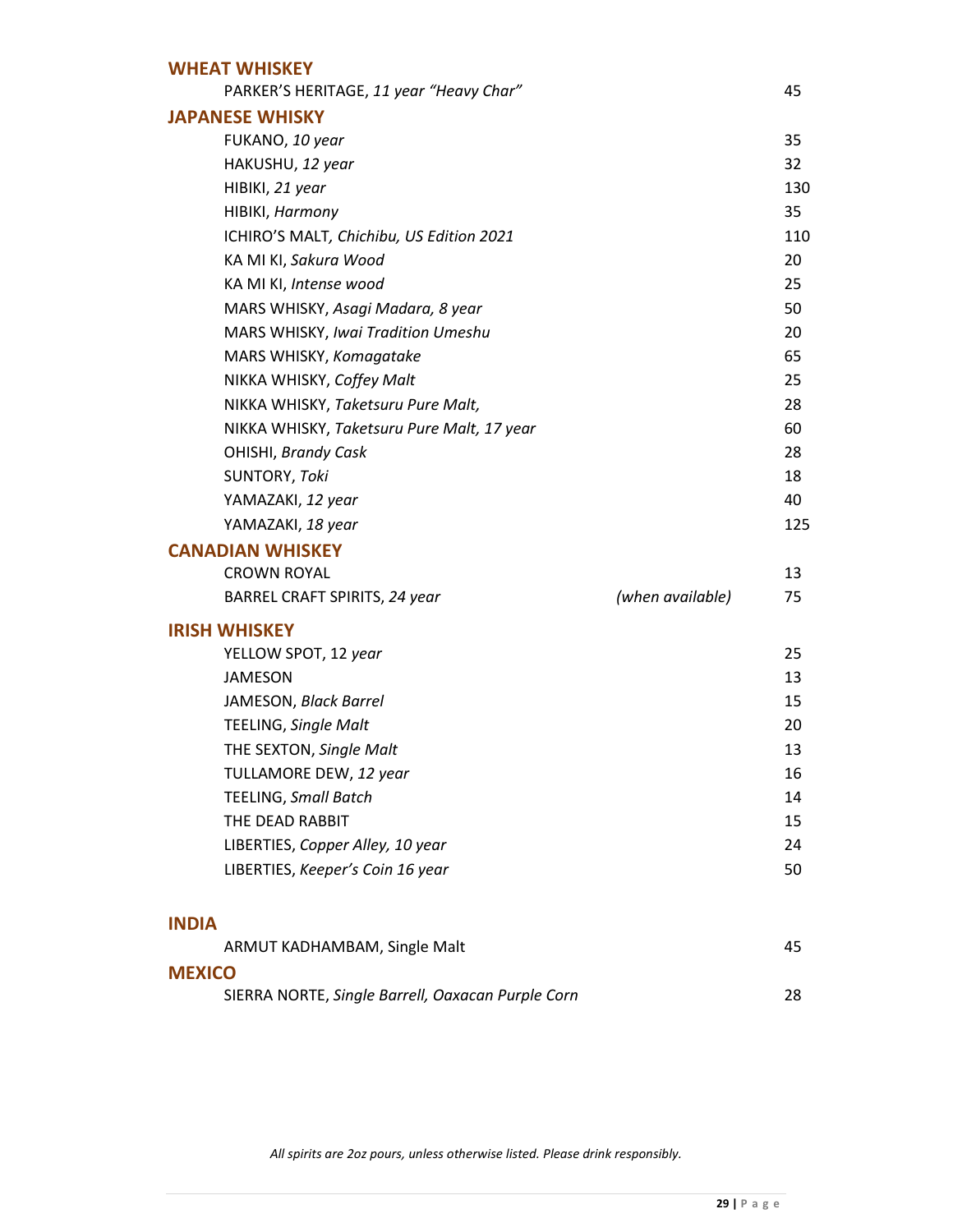## WHEAT WHISKEY

| | | |
|---|---|---|
| PARKER'S HERITAGE, *11 year "Heavy Char"* | | 45 |

## JAPANESE WHISKY

| | | |
|---|---|---|
| FUKANO, *10 year* | | 35 |
| HAKUSHU, *12 year* | | 32 |
| HIBIKI, *21 year* | | 130 |
| HIBIKI, *Harmony* | | 35 |
| ICHIRO'S MALT, *Chichibu, US Edition 2021* | | 110 |
| KA MI KI, *Sakura Wood* | | 20 |
| KA MI KI, *Intense wood* | | 25 |
| MARS WHISKY, *Asagi Madara, 8 year* | | 50 |
| MARS WHISKY, *Iwai Tradition Umeshu* | | 20 |
| MARS WHISKY, *Komagatake* | | 65 |
| NIKKA WHISKY, *Coffey Malt* | | 25 |
| NIKKA WHISKY, *Taketsuru Pure Malt,* | | 28 |
| NIKKA WHISKY, *Taketsuru Pure Malt, 17 year* | | 60 |
| OHISHI, *Brandy Cask* | | 28 |
| SUNTORY, *Toki* | | 18 |
| YAMAZAKI, *12 year* | | 40 |
| YAMAZAKI, *18 year* | | 125 |

## CANADIAN WHISKEY

| | | |
|---|---|---|
| CROWN ROYAL | | 13 |
| BARREL CRAFT SPIRITS, *24 year* | *(when available)* | 75 |

## IRISH WHISKEY

| | | |
|---|---|---|
| YELLOW SPOT, 12 *year* | | 25 |
| JAMESON | | 13 |
| JAMESON, *Black Barrel* | | 15 |
| TEELING, *Single Malt* | | 20 |
| THE SEXTON, *Single Malt* | | 13 |
| TULLAMORE DEW, *12 year* | | 16 |
| TEELING, *Small Batch* | | 14 |
| THE DEAD RABBIT | | 15 |
| LIBERTIES, *Copper Alley, 10 year* | | 24 |
| LIBERTIES, *Keeper's Coin 16 year* | | 50 |

## INDIA

| | | |
|---|---|---|
| ARMUT KADHAMBAM, Single Malt | | 45 |

## MEXICO

| | | |
|---|---|---|
| SIERRA NORTE, *Single Barrell, Oaxacan Purple Corn* | | 28 |

*All spirits are 2oz pours, unless otherwise listed. Please drink responsibly.*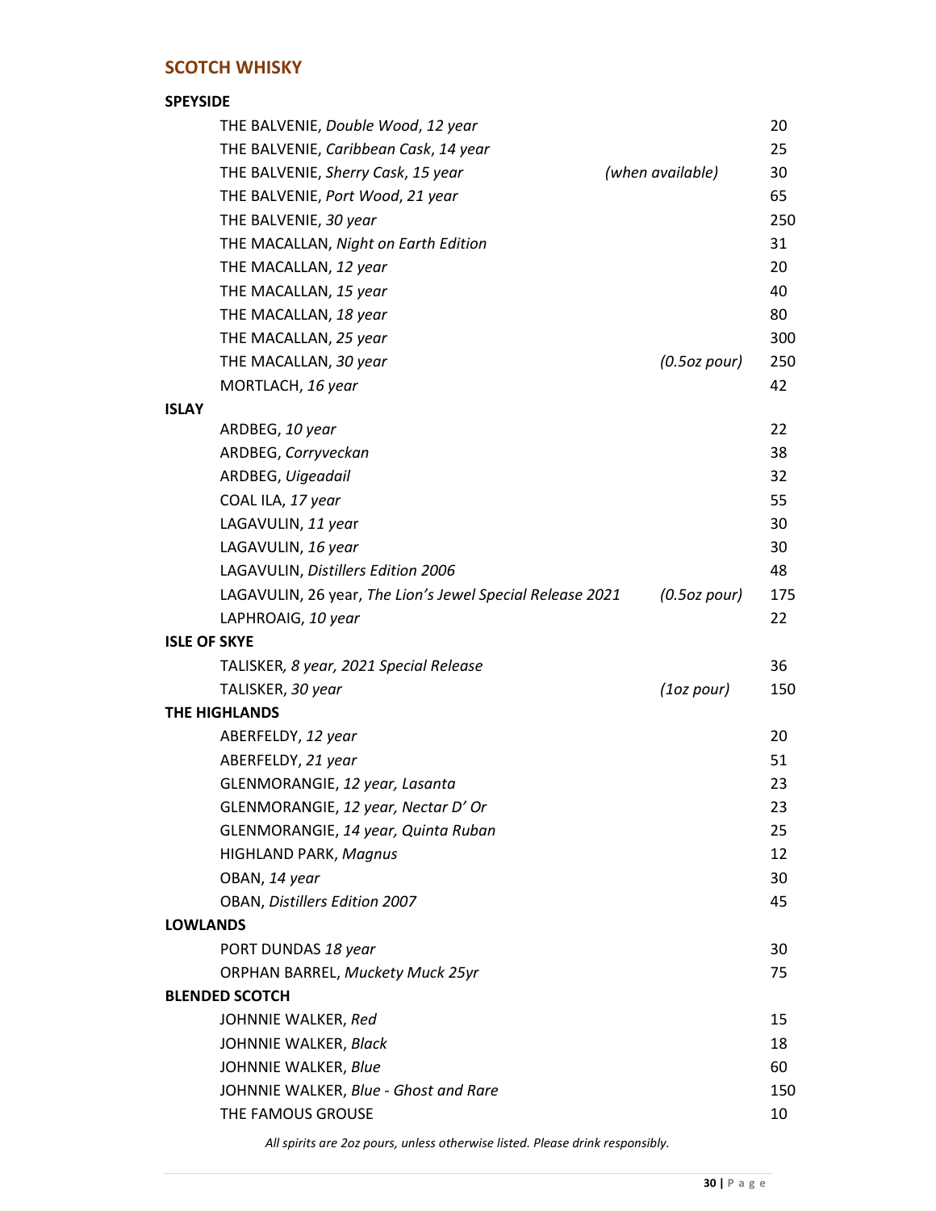## SCOTCH WHISKY

### SPEYSIDE

| | | |
|---|---|---|
| THE BALVENIE, *Double Wood*, *12 year* | | 20 |
| THE BALVENIE, *Caribbean Cask*, *14 year* | | 25 |
| THE BALVENIE, *Sherry Cask*, *15 year* | *(when available)* | 30 |
| THE BALVENIE, *Port Wood*, *21 year* | | 65 |
| THE BALVENIE, *30 year* | | 250 |
| THE MACALLAN, *Night on Earth Edition* | | 31 |
| THE MACALLAN, *12 year* | | 20 |
| THE MACALLAN, *15 year* | | 40 |
| THE MACALLAN, *18 year* | | 80 |
| THE MACALLAN, *25 year* | | 300 |
| THE MACALLAN, *30 year* | *(0.5oz pour)* | 250 |
| MORTLACH, *16 year* | | 42 |

### ISLAY

| | | |
|---|---|---|
| ARDBEG, *10 year* | | 22 |
| ARDBEG, *Corryveckan* | | 38 |
| ARDBEG, *Uigeadail* | | 32 |
| COAL ILA, *17 year* | | 55 |
| LAGAVULIN, *11 year* | | 30 |
| LAGAVULIN, *16 year* | | 30 |
| LAGAVULIN, *Distillers Edition 2006* | | 48 |
| LAGAVULIN, 26 year, *The Lion's Jewel Special Release 2021* | *(0.5oz pour)* | 175 |
| LAPHROAIG, *10 year* | | 22 |

### ISLE OF SKYE

| | | |
|---|---|---|
| TALISKER, *8 year, 2021 Special Release* | | 36 |
| TALISKER, *30 year* | *(1oz pour)* | 150 |

### THE HIGHLANDS

| | | |
|---|---|---|
| ABERFELDY, *12 year* | | 20 |
| ABERFELDY, *21 year* | | 51 |
| GLENMORANGIE, *12 year, Lasanta* | | 23 |
| GLENMORANGIE, *12 year, Nectar D' Or* | | 23 |
| GLENMORANGIE, *14 year, Quinta Ruban* | | 25 |
| HIGHLAND PARK, *Magnus* | | 12 |
| OBAN, *14 year* | | 30 |
| OBAN, *Distillers Edition 2007* | | 45 |

### LOWLANDS

| | | |
|---|---|---|
| PORT DUNDAS *18 year* | | 30 |
| ORPHAN BARREL, *Muckety Muck 25yr* | | 75 |

### BLENDED SCOTCH

| | | |
|---|---|---|
| JOHNNIE WALKER, *Red* | | 15 |
| JOHNNIE WALKER, *Black* | | 18 |
| JOHNNIE WALKER, *Blue* | | 60 |
| JOHNNIE WALKER, *Blue - Ghost and Rare* | | 150 |
| THE FAMOUS GROUSE | | 10 |

*All spirits are 2oz pours, unless otherwise listed. Please drink responsibly.*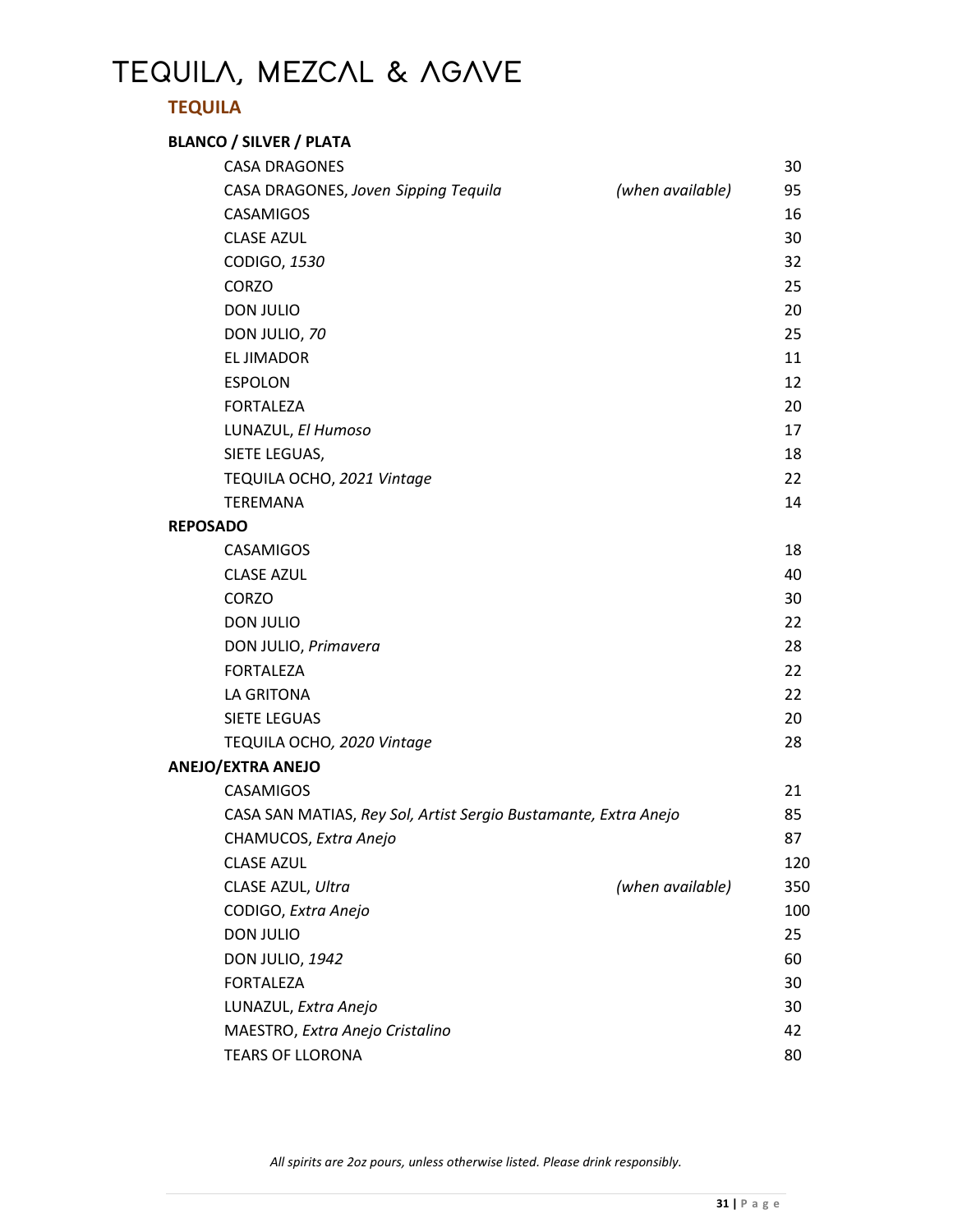# TEQUILA, MEZCAL & AGAVE

## TEQUILA

### BLANCO / SILVER / PLATA

| | | |
|---|---|---|
| CASA DRAGONES | | 30 |
| CASA DRAGONES, *Joven Sipping Tequila* | *(when available)* | 95 |
| CASAMIGOS | | 16 |
| CLASE AZUL | | 30 |
| CODIGO, *1530* | | 32 |
| CORZO | | 25 |
| DON JULIO | | 20 |
| DON JULIO, *70* | | 25 |
| EL JIMADOR | | 11 |
| ESPOLON | | 12 |
| FORTALEZA | | 20 |
| LUNAZUL, *El Humoso* | | 17 |
| SIETE LEGUAS, | | 18 |
| TEQUILA OCHO, *2021 Vintage* | | 22 |
| TEREMANA | | 14 |

### REPOSADO

| | |
|---|---|
| CASAMIGOS | 18 |
| CLASE AZUL | 40 |
| CORZO | 30 |
| DON JULIO | 22 |
| DON JULIO, *Primavera* | 28 |
| FORTALEZA | 22 |
| LA GRITONA | 22 |
| SIETE LEGUAS | 20 |
| TEQUILA OCHO, *2020 Vintage* | 28 |

### ANEJO/EXTRA ANEJO

| | | |
|---|---|---|
| CASAMIGOS | | 21 |
| CASA SAN MATIAS, *Rey Sol, Artist Sergio Bustamante, Extra Anejo* | | 85 |
| CHAMUCOS, *Extra Anejo* | | 87 |
| CLASE AZUL | | 120 |
| CLASE AZUL, *Ultra* | *(when available)* | 350 |
| CODIGO, *Extra Anejo* | | 100 |
| DON JULIO | | 25 |
| DON JULIO, *1942* | | 60 |
| FORTALEZA | | 30 |
| LUNAZUL, *Extra Anejo* | | 30 |
| MAESTRO, *Extra Anejo Cristalino* | | 42 |
| TEARS OF LLORONA | | 80 |

*All spirits are 2oz pours, unless otherwise listed. Please drink responsibly.*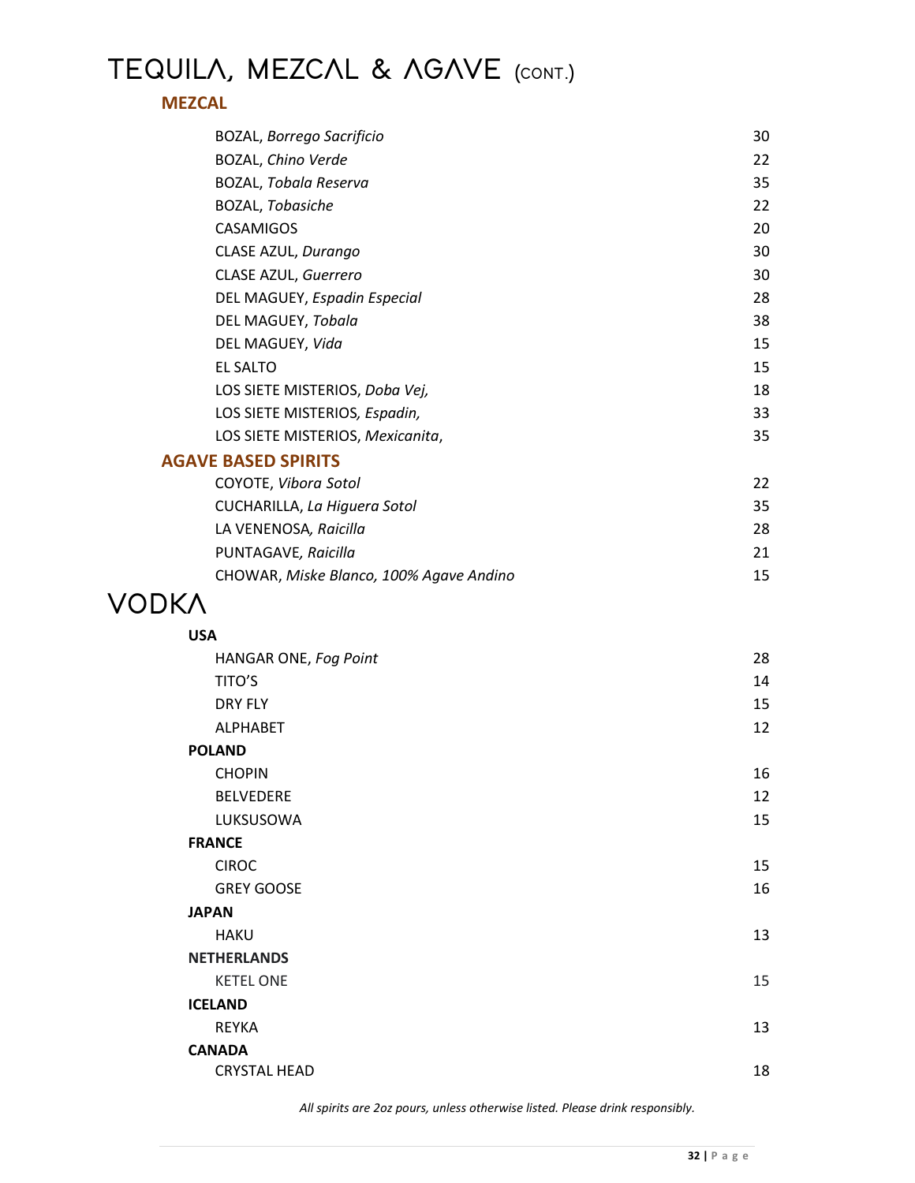# TEQUILA, MEZCAL & AGAVE (CONT.)

## MEZCAL

| | |
|---|---|
| BOZAL, *Borrego Sacrificio* | 30 |
| BOZAL, *Chino Verde* | 22 |
| BOZAL, *Tobala Reserva* | 35 |
| BOZAL, *Tobasiche* | 22 |
| CASAMIGOS | 20 |
| CLASE AZUL, *Durango* | 30 |
| CLASE AZUL, *Guerrero* | 30 |
| DEL MAGUEY, *Espadin Especial* | 28 |
| DEL MAGUEY, *Tobala* | 38 |
| DEL MAGUEY, *Vida* | 15 |
| EL SALTO | 15 |
| LOS SIETE MISTERIOS, *Doba Vej,* | 18 |
| LOS SIETE MISTERIOS*, Espadin,* | 33 |
| LOS SIETE MISTERIOS, *Mexicanita*, | 35 |

## AGAVE BASED SPIRITS

| | |
|---|---|
| COYOTE, *Vibora Sotol* | 22 |
| CUCHARILLA, *La Higuera Sotol* | 35 |
| LA VENENOSA*, Raicilla* | 28 |
| PUNTAGAVE*, Raicilla* | 21 |
| CHOWAR, *Miske Blanco, 100% Agave Andino* | 15 |

# VODKA

### USA

| | |
|---|---|
| HANGAR ONE, *Fog Point* | 28 |
| TITO'S | 14 |
| DRY FLY | 15 |
| ALPHABET | 12 |

### POLAND

| | |
|---|---|
| CHOPIN | 16 |
| BELVEDERE | 12 |
| LUKSUSOWA | 15 |

### FRANCE

| | |
|---|---|
| CIROC | 15 |
| GREY GOOSE | 16 |

### JAPAN

| | |
|---|---|
| HAKU | 13 |

### NETHERLANDS

| | |
|---|---|
| KETEL ONE | 15 |

### ICELAND

| | |
|---|---|
| REYKA | 13 |

### CANADA

| | |
|---|---|
| CRYSTAL HEAD | 18 |

*All spirits are 2oz pours, unless otherwise listed. Please drink responsibly.*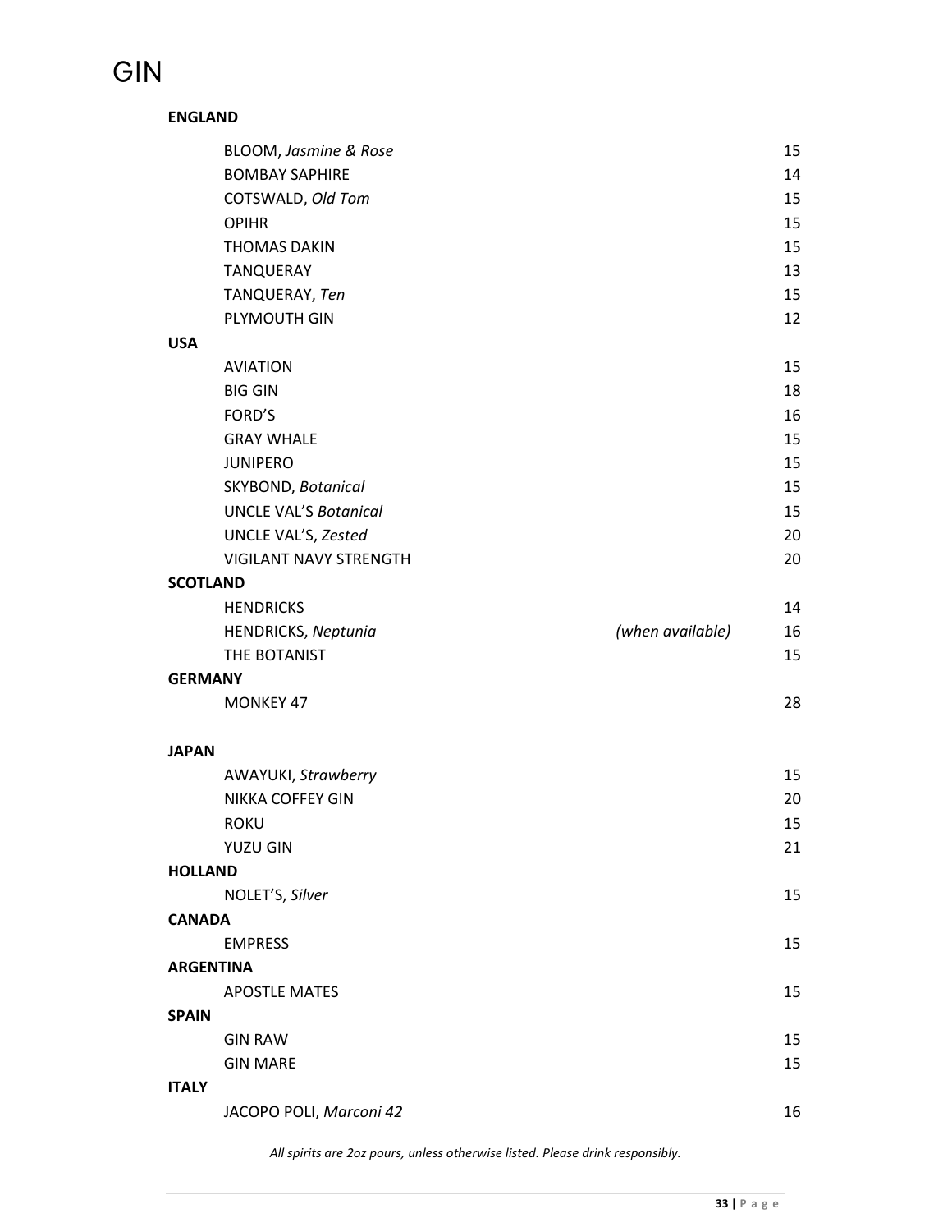# GIN

**ENGLAND**

| | | |
|---|---|---|
| BLOOM, *Jasmine & Rose* | | 15 |
| BOMBAY SAPHIRE | | 14 |
| COTSWALD, *Old Tom* | | 15 |
| OPIHR | | 15 |
| THOMAS DAKIN | | 15 |
| TANQUERAY | | 13 |
| TANQUERAY, *Ten* | | 15 |
| PLYMOUTH GIN | | 12 |

**USA**

| | | |
|---|---|---|
| AVIATION | | 15 |
| BIG GIN | | 18 |
| FORD'S | | 16 |
| GRAY WHALE | | 15 |
| JUNIPERO | | 15 |
| SKYBOND, *Botanical* | | 15 |
| UNCLE VAL'S *Botanical* | | 15 |
| UNCLE VAL'S, *Zested* | | 20 |
| VIGILANT NAVY STRENGTH | | 20 |

**SCOTLAND**

| | | |
|---|---|---|
| HENDRICKS | | 14 |
| HENDRICKS, *Neptunia* | *(when available)* | 16 |
| THE BOTANIST | | 15 |

**GERMANY**

| | | |
|---|---|---|
| MONKEY 47 | | 28 |

**JAPAN**

| | | |
|---|---|---|
| AWAYUKI, *Strawberry* | | 15 |
| NIKKA COFFEY GIN | | 20 |
| ROKU | | 15 |
| YUZU GIN | | 21 |

**HOLLAND**

| | | |
|---|---|---|
| NOLET'S, *Silver* | | 15 |

**CANADA**

| | | |
|---|---|---|
| EMPRESS | | 15 |

**ARGENTINA**

| | | |
|---|---|---|
| APOSTLE MATES | | 15 |

**SPAIN**

| | | |
|---|---|---|
| GIN RAW | | 15 |
| GIN MARE | | 15 |

**ITALY**

| | | |
|---|---|---|
| JACOPO POLI, *Marconi 42* | | 16 |

*All spirits are 2oz pours, unless otherwise listed. Please drink responsibly.*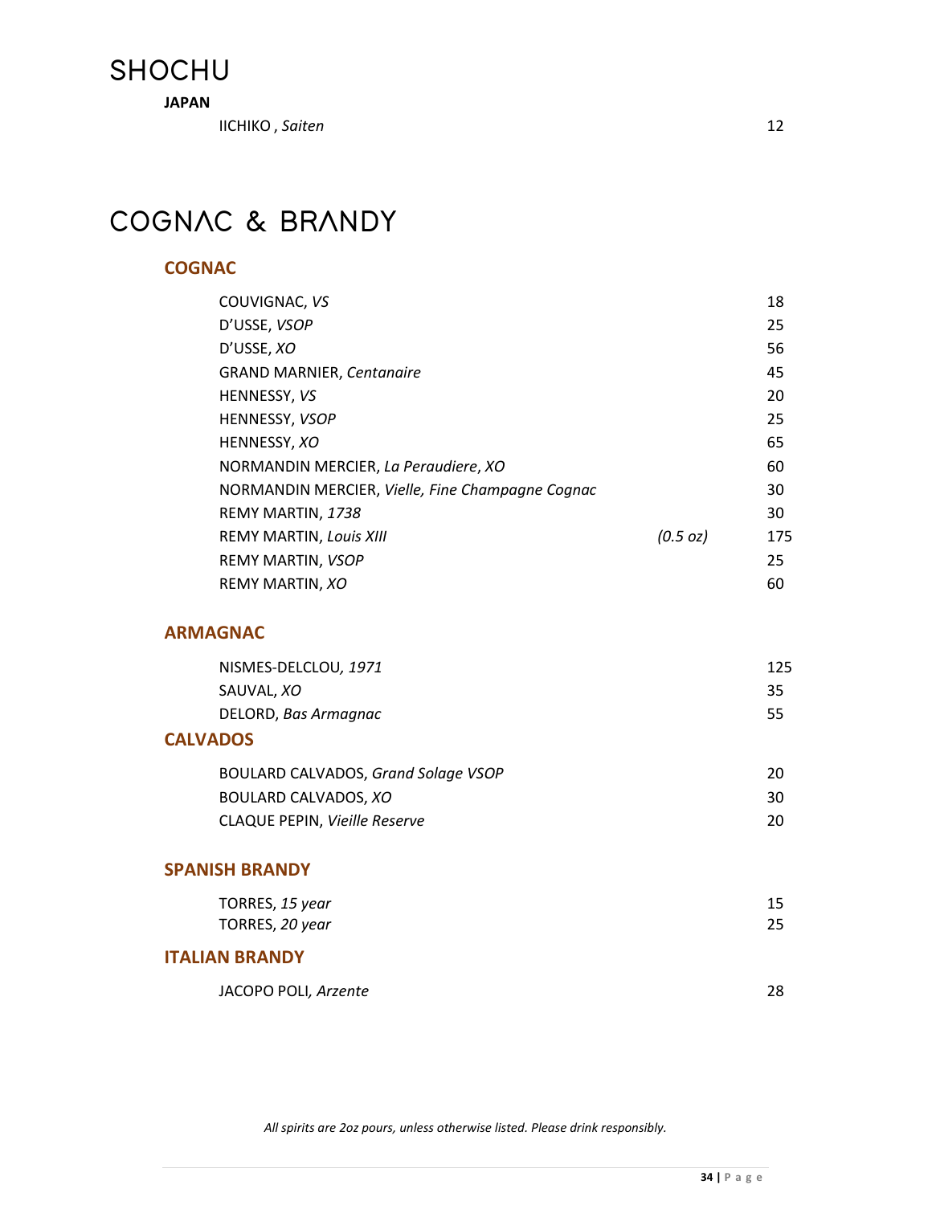# SHOCHU

**JAPAN**

| | | |
|---|---|---|
| IICHIKO , *Saiten* | | 12 |

# COGNAC & BRANDY

## COGNAC

| | | |
|---|---|---|
| COUVIGNAC, *VS* | | 18 |
| D'USSE, *VSOP* | | 25 |
| D'USSE, *XO* | | 56 |
| GRAND MARNIER, *Centanaire* | | 45 |
| HENNESSY, *VS* | | 20 |
| HENNESSY, *VSOP* | | 25 |
| HENNESSY, *XO* | | 65 |
| NORMANDIN MERCIER, *La Peraudiere*, *XO* | | 60 |
| NORMANDIN MERCIER, *Vielle, Fine Champagne Cognac* | | 30 |
| REMY MARTIN, *1738* | | 30 |
| REMY MARTIN, *Louis XIII* | *(0.5 oz)* | 175 |
| REMY MARTIN, *VSOP* | | 25 |
| REMY MARTIN, *XO* | | 60 |

## ARMAGNAC

| | |
|---|---|
| NISMES-DELCLOU*, 1971* | 125 |
| SAUVAL, *XO* | 35 |
| DELORD, *Bas Armagnac* | 55 |

## CALVADOS

| | |
|---|---|
| BOULARD CALVADOS, *Grand Solage VSOP* | 20 |
| BOULARD CALVADOS, *XO* | 30 |
| CLAQUE PEPIN, *Vieille Reserve* | 20 |

## SPANISH BRANDY

| | |
|---|---|
| TORRES, *15 year* | 15 |
| TORRES, *20 year* | 25 |

## ITALIAN BRANDY

| | |
|---|---|
| JACOPO POLI*, Arzente* | 28 |

*All spirits are 2oz pours, unless otherwise listed. Please drink responsibly.*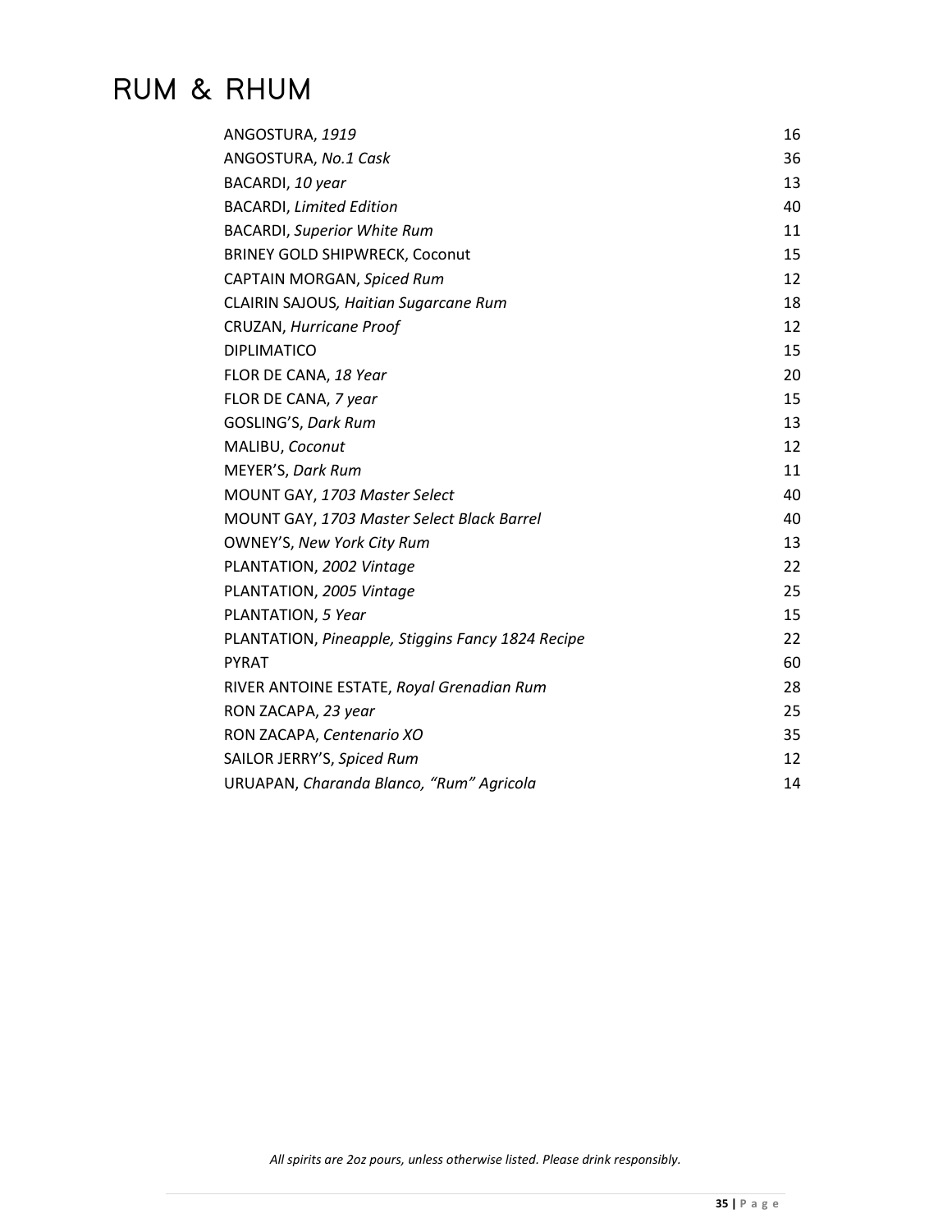# RUM & RHUM

| | |
|---|---|
| ANGOSTURA, *1919* | 16 |
| ANGOSTURA, *No.1 Cask* | 36 |
| BACARDI, *10 year* | 13 |
| BACARDI, *Limited Edition* | 40 |
| BACARDI, *Superior White Rum* | 11 |
| BRINEY GOLD SHIPWRECK, Coconut | 15 |
| CAPTAIN MORGAN, *Spiced Rum* | 12 |
| CLAIRIN SAJOUS*, Haitian Sugarcane Rum* | 18 |
| CRUZAN, *Hurricane Proof* | 12 |
| DIPLIMATICO | 15 |
| FLOR DE CANA, *18 Year* | 20 |
| FLOR DE CANA, *7 year* | 15 |
| GOSLING'S, *Dark Rum* | 13 |
| MALIBU, *Coconut* | 12 |
| MEYER'S, *Dark Rum* | 11 |
| MOUNT GAY, *1703 Master Select* | 40 |
| MOUNT GAY, *1703 Master Select Black Barrel* | 40 |
| OWNEY'S, *New York City Rum* | 13 |
| PLANTATION, *2002 Vintage* | 22 |
| PLANTATION, *2005 Vintage* | 25 |
| PLANTATION, *5 Year* | 15 |
| PLANTATION, *Pineapple, Stiggins Fancy 1824 Recipe* | 22 |
| PYRAT | 60 |
| RIVER ANTOINE ESTATE, *Royal Grenadian Rum* | 28 |
| RON ZACAPA, *23 year* | 25 |
| RON ZACAPA, *Centenario XO* | 35 |
| SAILOR JERRY'S, *Spiced Rum* | 12 |
| URUAPAN, *Charanda Blanco, "Rum" Agricola* | 14 |

*All spirits are 2oz pours, unless otherwise listed. Please drink responsibly.*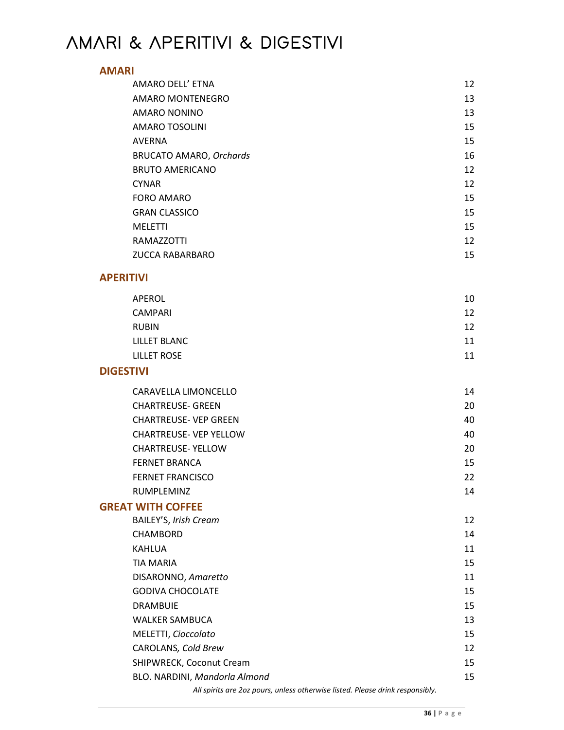# AMARI & APERITIVI & DIGESTIVI

## AMARI

| | |
|---|---|
| AMARO DELL' ETNA | 12 |
| AMARO MONTENEGRO | 13 |
| AMARO NONINO | 13 |
| AMARO TOSOLINI | 15 |
| AVERNA | 15 |
| BRUCATO AMARO, *Orchards* | 16 |
| BRUTO AMERICANO | 12 |
| CYNAR | 12 |
| FORO AMARO | 15 |
| GRAN CLASSICO | 15 |
| MELETTI | 15 |
| RAMAZZOTTI | 12 |
| ZUCCA RABARBARO | 15 |

## APERITIVI

| | |
|---|---|
| APEROL | 10 |
| CAMPARI | 12 |
| RUBIN | 12 |
| LILLET BLANC | 11 |
| LILLET ROSE | 11 |

## DIGESTIVI

| | |
|---|---|
| CARAVELLA LIMONCELLO | 14 |
| CHARTREUSE- GREEN | 20 |
| CHARTREUSE- VEP GREEN | 40 |
| CHARTREUSE- VEP YELLOW | 40 |
| CHARTREUSE- YELLOW | 20 |
| FERNET BRANCA | 15 |
| FERNET FRANCISCO | 22 |
| RUMPLEMINZ | 14 |

## GREAT WITH COFFEE

| | |
|---|---|
| BAILEY'S, *Irish Cream* | 12 |
| CHAMBORD | 14 |
| KAHLUA | 11 |
| TIA MARIA | 15 |
| DISARONNO, *Amaretto* | 11 |
| GODIVA CHOCOLATE | 15 |
| DRAMBUIE | 15 |
| WALKER SAMBUCA | 13 |
| MELETTI, *Cioccolato* | 15 |
| CAROLANS, *Cold Brew* | 12 |
| SHIPWRECK, Coconut Cream | 15 |
| BLO. NARDINI, *Mandorla Almond* | 15 |

*All spirits are 2oz pours, unless otherwise listed. Please drink responsibly.*